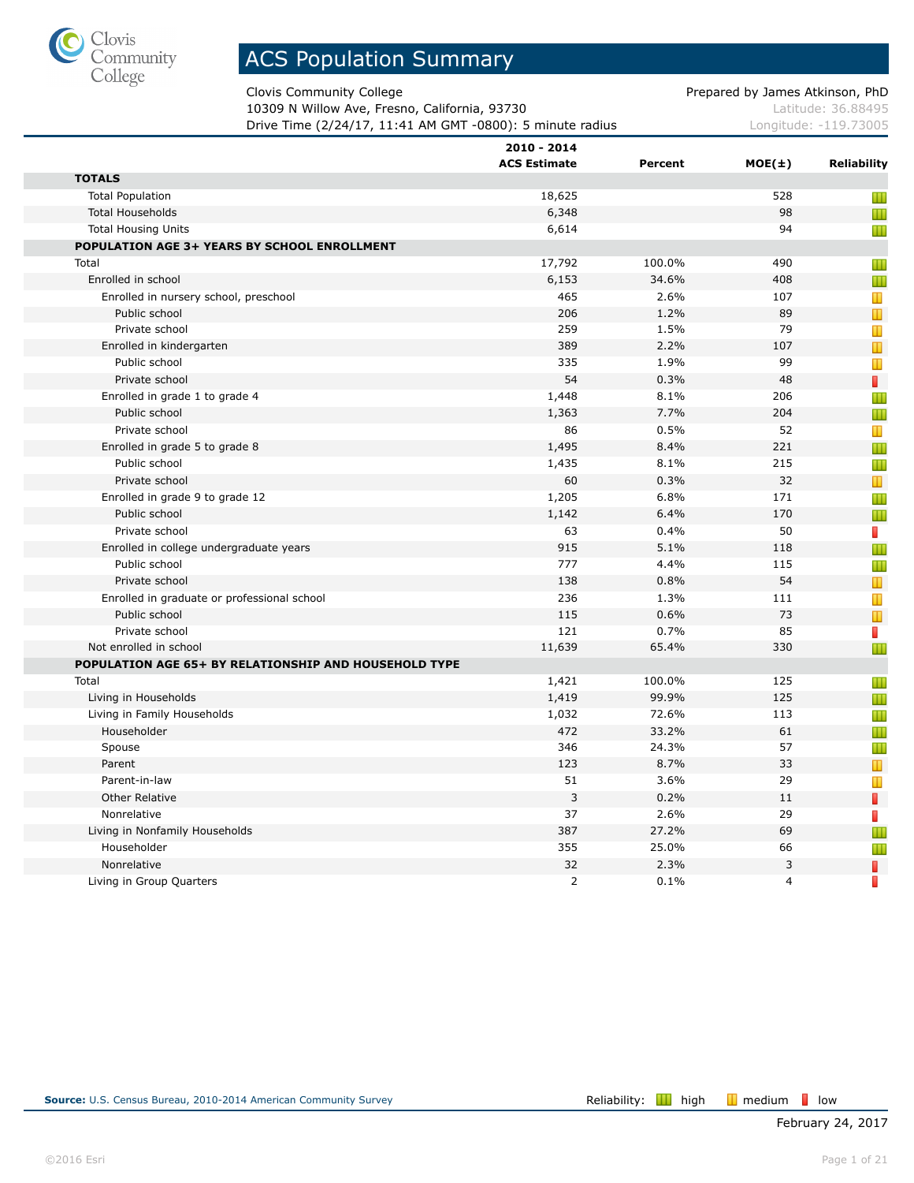# ACS Population Summary

Clovis Community College
10309 N Willow Ave, Fresno, California, 93730
Drive Time (2/24/17, 11:41 AM GMT -0800): 5 minute radius

Prepared by James Atkinson, PhD
Latitude: 36.88495
Longitude: -119.73005

| | 2010 - 2014 ACS Estimate | Percent | MOE(±) | Reliability |
|---|---|---|---|---|
| **TOTALS** | | | | |
| Total Population | 18,625 | | 528 | high |
| Total Households | 6,348 | | 98 | high |
| Total Housing Units | 6,614 | | 94 | high |
| **POPULATION AGE 3+ YEARS BY SCHOOL ENROLLMENT** | | | | |
| Total | 17,792 | 100.0% | 490 | high |
| Enrolled in school | 6,153 | 34.6% | 408 | high |
| Enrolled in nursery school, preschool | 465 | 2.6% | 107 | medium |
| Public school | 206 | 1.2% | 89 | medium |
| Private school | 259 | 1.5% | 79 | medium |
| Enrolled in kindergarten | 389 | 2.2% | 107 | medium |
| Public school | 335 | 1.9% | 99 | medium |
| Private school | 54 | 0.3% | 48 | low |
| Enrolled in grade 1 to grade 4 | 1,448 | 8.1% | 206 | high |
| Public school | 1,363 | 7.7% | 204 | high |
| Private school | 86 | 0.5% | 52 | medium |
| Enrolled in grade 5 to grade 8 | 1,495 | 8.4% | 221 | high |
| Public school | 1,435 | 8.1% | 215 | high |
| Private school | 60 | 0.3% | 32 | medium |
| Enrolled in grade 9 to grade 12 | 1,205 | 6.8% | 171 | high |
| Public school | 1,142 | 6.4% | 170 | high |
| Private school | 63 | 0.4% | 50 | low |
| Enrolled in college undergraduate years | 915 | 5.1% | 118 | high |
| Public school | 777 | 4.4% | 115 | high |
| Private school | 138 | 0.8% | 54 | medium |
| Enrolled in graduate or professional school | 236 | 1.3% | 111 | medium |
| Public school | 115 | 0.6% | 73 | medium |
| Private school | 121 | 0.7% | 85 | low |
| Not enrolled in school | 11,639 | 65.4% | 330 | high |
| **POPULATION AGE 65+ BY RELATIONSHIP AND HOUSEHOLD TYPE** | | | | |
| Total | 1,421 | 100.0% | 125 | high |
| Living in Households | 1,419 | 99.9% | 125 | high |
| Living in Family Households | 1,032 | 72.6% | 113 | high |
| Householder | 472 | 33.2% | 61 | high |
| Spouse | 346 | 24.3% | 57 | high |
| Parent | 123 | 8.7% | 33 | medium |
| Parent-in-law | 51 | 3.6% | 29 | medium |
| Other Relative | 3 | 0.2% | 11 | low |
| Nonrelative | 37 | 2.6% | 29 | low |
| Living in Nonfamily Households | 387 | 27.2% | 69 | high |
| Householder | 355 | 25.0% | 66 | high |
| Nonrelative | 32 | 2.3% | 3 | low |
| Living in Group Quarters | 2 | 0.1% | 4 | low |

**Source:** U.S. Census Bureau, 2010-2014 American Community Survey

Reliability: high / medium / low

February 24, 2017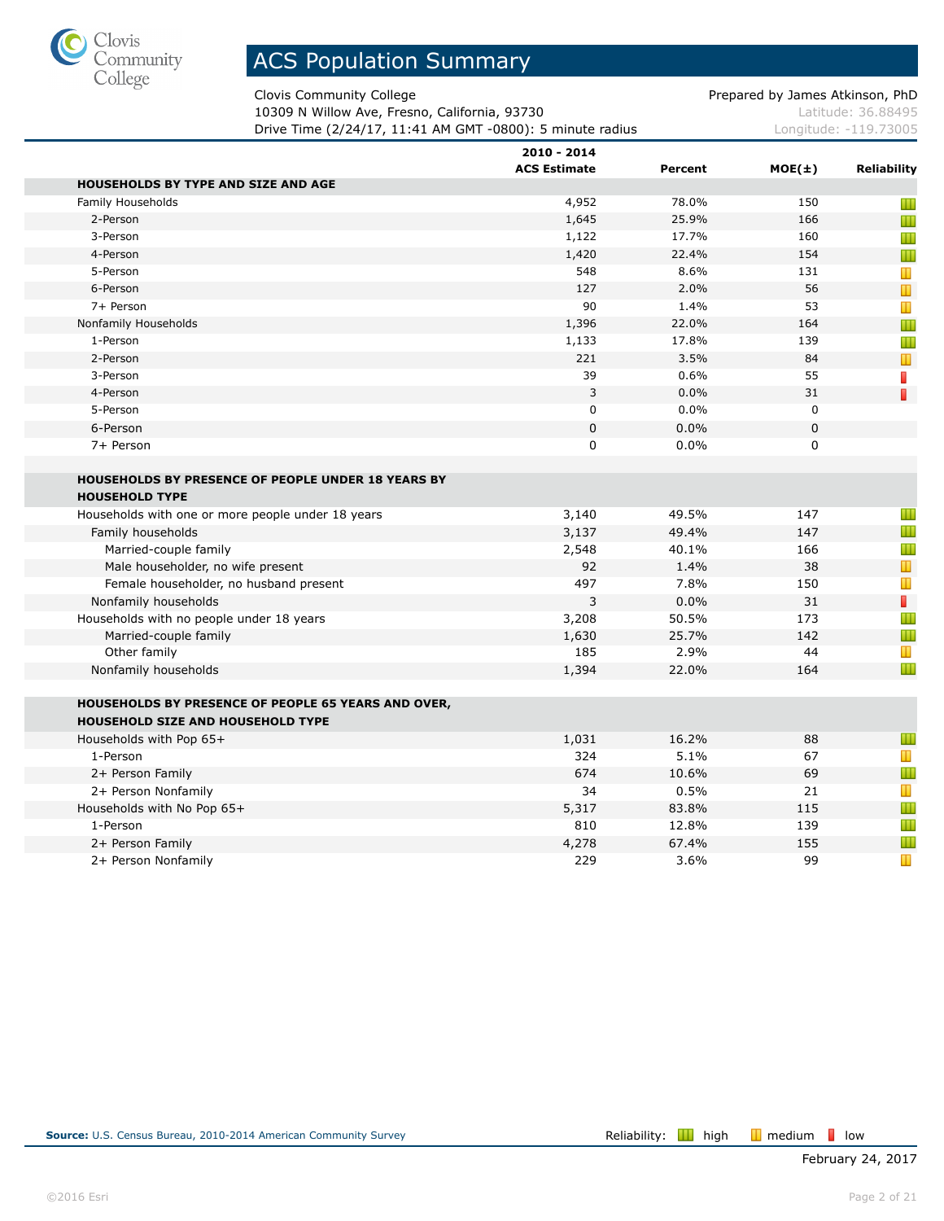# ACS Population Summary

Clovis Community College
10309 N Willow Ave, Fresno, California, 93730
Drive Time (2/24/17, 11:41 AM GMT -0800): 5 minute radius

Prepared by James Atkinson, PhD
Latitude: 36.88495
Longitude: -119.73005

| | 2010 - 2014 ACS Estimate | Percent | MOE(±) | Reliability |
|---|---|---|---|---|
| **HOUSEHOLDS BY TYPE AND SIZE AND AGE** | | | | |
| Family Households | 4,952 | 78.0% | 150 | high |
| 2-Person | 1,645 | 25.9% | 166 | high |
| 3-Person | 1,122 | 17.7% | 160 | high |
| 4-Person | 1,420 | 22.4% | 154 | high |
| 5-Person | 548 | 8.6% | 131 | medium |
| 6-Person | 127 | 2.0% | 56 | medium |
| 7+ Person | 90 | 1.4% | 53 | medium |
| Nonfamily Households | 1,396 | 22.0% | 164 | high |
| 1-Person | 1,133 | 17.8% | 139 | high |
| 2-Person | 221 | 3.5% | 84 | medium |
| 3-Person | 39 | 0.6% | 55 | low |
| 4-Person | 3 | 0.0% | 31 | low |
| 5-Person | 0 | 0.0% | 0 | |
| 6-Person | 0 | 0.0% | 0 | |
| 7+ Person | 0 | 0.0% | 0 | |
| **HOUSEHOLDS BY PRESENCE OF PEOPLE UNDER 18 YEARS BY HOUSEHOLD TYPE** | | | | |
| Households with one or more people under 18 years | 3,140 | 49.5% | 147 | high |
| Family households | 3,137 | 49.4% | 147 | high |
| Married-couple family | 2,548 | 40.1% | 166 | high |
| Male householder, no wife present | 92 | 1.4% | 38 | medium |
| Female householder, no husband present | 497 | 7.8% | 150 | medium |
| Nonfamily households | 3 | 0.0% | 31 | low |
| Households with no people under 18 years | 3,208 | 50.5% | 173 | high |
| Married-couple family | 1,630 | 25.7% | 142 | high |
| Other family | 185 | 2.9% | 44 | medium |
| Nonfamily households | 1,394 | 22.0% | 164 | high |
| **HOUSEHOLDS BY PRESENCE OF PEOPLE 65 YEARS AND OVER, HOUSEHOLD SIZE AND HOUSEHOLD TYPE** | | | | |
| Households with Pop 65+ | 1,031 | 16.2% | 88 | high |
| 1-Person | 324 | 5.1% | 67 | medium |
| 2+ Person Family | 674 | 10.6% | 69 | high |
| 2+ Person Nonfamily | 34 | 0.5% | 21 | medium |
| Households with No Pop 65+ | 5,317 | 83.8% | 115 | high |
| 1-Person | 810 | 12.8% | 139 | high |
| 2+ Person Family | 4,278 | 67.4% | 155 | high |
| 2+ Person Nonfamily | 229 | 3.6% | 99 | medium |

**Source:** U.S. Census Bureau, 2010-2014 American Community Survey

Reliability: high, medium, low

February 24, 2017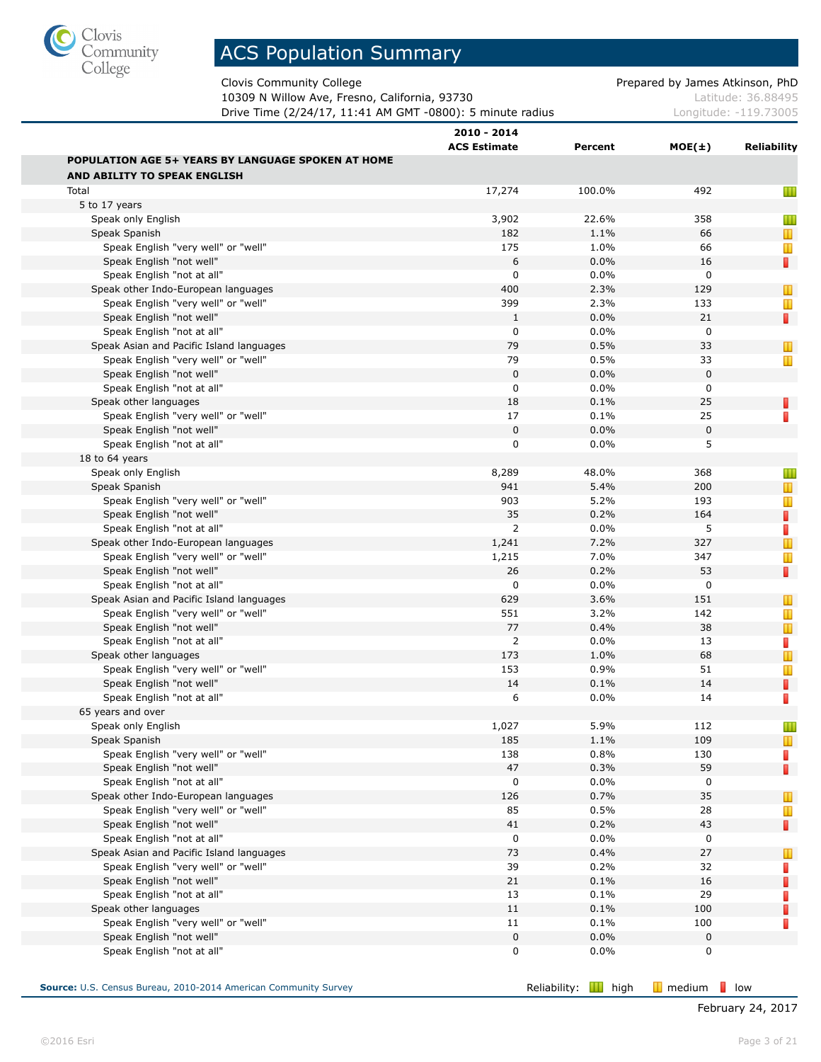# ACS Population Summary

Clovis Community College
10309 N Willow Ave, Fresno, California, 93730
Drive Time (2/24/17, 11:41 AM GMT -0800): 5 minute radius

Prepared by James Atkinson, PhD
Latitude: 36.88495
Longitude: -119.73005

| | 2010 - 2014 ACS Estimate | Percent | MOE(±) | Reliability |
|---|---|---|---|---|
| **POPULATION AGE 5+ YEARS BY LANGUAGE SPOKEN AT HOME AND ABILITY TO SPEAK ENGLISH** | | | | |
| Total | 17,274 | 100.0% | 492 | high |
| 5 to 17 years | | | | |
| Speak only English | 3,902 | 22.6% | 358 | high |
| Speak Spanish | 182 | 1.1% | 66 | medium |
| Speak English "very well" or "well" | 175 | 1.0% | 66 | medium |
| Speak English "not well" | 6 | 0.0% | 16 | low |
| Speak English "not at all" | 0 | 0.0% | 0 | |
| Speak other Indo-European languages | 400 | 2.3% | 129 | medium |
| Speak English "very well" or "well" | 399 | 2.3% | 133 | medium |
| Speak English "not well" | 1 | 0.0% | 21 | low |
| Speak English "not at all" | 0 | 0.0% | 0 | |
| Speak Asian and Pacific Island languages | 79 | 0.5% | 33 | medium |
| Speak English "very well" or "well" | 79 | 0.5% | 33 | medium |
| Speak English "not well" | 0 | 0.0% | 0 | |
| Speak English "not at all" | 0 | 0.0% | 0 | |
| Speak other languages | 18 | 0.1% | 25 | low |
| Speak English "very well" or "well" | 17 | 0.1% | 25 | low |
| Speak English "not well" | 0 | 0.0% | 0 | |
| Speak English "not at all" | 0 | 0.0% | 5 | |
| 18 to 64 years | | | | |
| Speak only English | 8,289 | 48.0% | 368 | high |
| Speak Spanish | 941 | 5.4% | 200 | medium |
| Speak English "very well" or "well" | 903 | 5.2% | 193 | medium |
| Speak English "not well" | 35 | 0.2% | 164 | low |
| Speak English "not at all" | 2 | 0.0% | 5 | low |
| Speak other Indo-European languages | 1,241 | 7.2% | 327 | medium |
| Speak English "very well" or "well" | 1,215 | 7.0% | 347 | medium |
| Speak English "not well" | 26 | 0.2% | 53 | low |
| Speak English "not at all" | 0 | 0.0% | 0 | |
| Speak Asian and Pacific Island languages | 629 | 3.6% | 151 | medium |
| Speak English "very well" or "well" | 551 | 3.2% | 142 | medium |
| Speak English "not well" | 77 | 0.4% | 38 | medium |
| Speak English "not at all" | 2 | 0.0% | 13 | low |
| Speak other languages | 173 | 1.0% | 68 | medium |
| Speak English "very well" or "well" | 153 | 0.9% | 51 | medium |
| Speak English "not well" | 14 | 0.1% | 14 | low |
| Speak English "not at all" | 6 | 0.0% | 14 | low |
| 65 years and over | | | | |
| Speak only English | 1,027 | 5.9% | 112 | high |
| Speak Spanish | 185 | 1.1% | 109 | medium |
| Speak English "very well" or "well" | 138 | 0.8% | 130 | low |
| Speak English "not well" | 47 | 0.3% | 59 | low |
| Speak English "not at all" | 0 | 0.0% | 0 | |
| Speak other Indo-European languages | 126 | 0.7% | 35 | medium |
| Speak English "very well" or "well" | 85 | 0.5% | 28 | medium |
| Speak English "not well" | 41 | 0.2% | 43 | low |
| Speak English "not at all" | 0 | 0.0% | 0 | |
| Speak Asian and Pacific Island languages | 73 | 0.4% | 27 | medium |
| Speak English "very well" or "well" | 39 | 0.2% | 32 | low |
| Speak English "not well" | 21 | 0.1% | 16 | low |
| Speak English "not at all" | 13 | 0.1% | 29 | low |
| Speak other languages | 11 | 0.1% | 100 | low |
| Speak English "very well" or "well" | 11 | 0.1% | 100 | low |
| Speak English "not well" | 0 | 0.0% | 0 | |
| Speak English "not at all" | 0 | 0.0% | 0 | |

**Source:** U.S. Census Bureau, 2010-2014 American Community Survey

Reliability: high medium low

February 24, 2017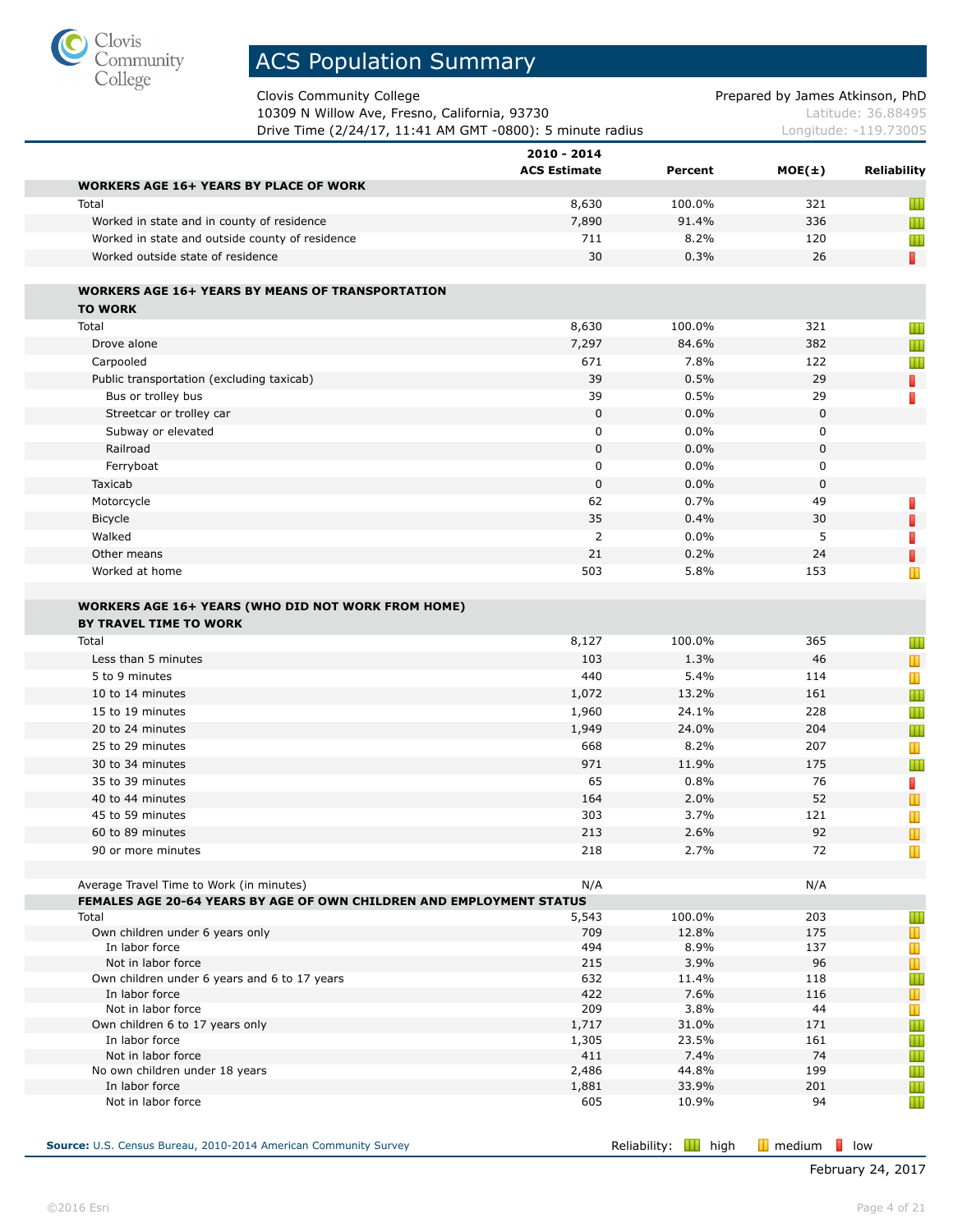# ACS Population Summary

Clovis Community College
10309 N Willow Ave, Fresno, California, 93730
Drive Time (2/24/17, 11:41 AM GMT -0800): 5 minute radius

Prepared by James Atkinson, PhD
Latitude: 36.88495
Longitude: -119.73005

| | 2010 - 2014 ACS Estimate | Percent | MOE(±) | Reliability |
|---|---|---|---|---|
| **WORKERS AGE 16+ YEARS BY PLACE OF WORK** | | | | |
| Total | 8,630 | 100.0% | 321 | high |
| Worked in state and in county of residence | 7,890 | 91.4% | 336 | high |
| Worked in state and outside county of residence | 711 | 8.2% | 120 | high |
| Worked outside state of residence | 30 | 0.3% | 26 | low |
| | | | | |
| **WORKERS AGE 16+ YEARS BY MEANS OF TRANSPORTATION TO WORK** | | | | |
| Total | 8,630 | 100.0% | 321 | high |
| Drove alone | 7,297 | 84.6% | 382 | high |
| Carpooled | 671 | 7.8% | 122 | high |
| Public transportation (excluding taxicab) | 39 | 0.5% | 29 | low |
| Bus or trolley bus | 39 | 0.5% | 29 | low |
| Streetcar or trolley car | 0 | 0.0% | 0 | |
| Subway or elevated | 0 | 0.0% | 0 | |
| Railroad | 0 | 0.0% | 0 | |
| Ferryboat | 0 | 0.0% | 0 | |
| Taxicab | 0 | 0.0% | 0 | |
| Motorcycle | 62 | 0.7% | 49 | low |
| Bicycle | 35 | 0.4% | 30 | low |
| Walked | 2 | 0.0% | 5 | low |
| Other means | 21 | 0.2% | 24 | low |
| Worked at home | 503 | 5.8% | 153 | medium |
| | | | | |
| **WORKERS AGE 16+ YEARS (WHO DID NOT WORK FROM HOME) BY TRAVEL TIME TO WORK** | | | | |
| Total | 8,127 | 100.0% | 365 | high |
| Less than 5 minutes | 103 | 1.3% | 46 | medium |
| 5 to 9 minutes | 440 | 5.4% | 114 | medium |
| 10 to 14 minutes | 1,072 | 13.2% | 161 | high |
| 15 to 19 minutes | 1,960 | 24.1% | 228 | high |
| 20 to 24 minutes | 1,949 | 24.0% | 204 | high |
| 25 to 29 minutes | 668 | 8.2% | 207 | medium |
| 30 to 34 minutes | 971 | 11.9% | 175 | high |
| 35 to 39 minutes | 65 | 0.8% | 76 | low |
| 40 to 44 minutes | 164 | 2.0% | 52 | medium |
| 45 to 59 minutes | 303 | 3.7% | 121 | medium |
| 60 to 89 minutes | 213 | 2.6% | 92 | medium |
| 90 or more minutes | 218 | 2.7% | 72 | medium |
| | | | | |
| Average Travel Time to Work (in minutes) | N/A | | N/A | |
| **FEMALES AGE 20-64 YEARS BY AGE OF OWN CHILDREN AND EMPLOYMENT STATUS** | | | | |
| Total | 5,543 | 100.0% | 203 | high |
| Own children under 6 years only | 709 | 12.8% | 175 | medium |
| In labor force | 494 | 8.9% | 137 | medium |
| Not in labor force | 215 | 3.9% | 96 | medium |
| Own children under 6 years and 6 to 17 years | 632 | 11.4% | 118 | high |
| In labor force | 422 | 7.6% | 116 | medium |
| Not in labor force | 209 | 3.8% | 44 | medium |
| Own children 6 to 17 years only | 1,717 | 31.0% | 171 | high |
| In labor force | 1,305 | 23.5% | 161 | high |
| Not in labor force | 411 | 7.4% | 74 | high |
| No own children under 18 years | 2,486 | 44.8% | 199 | high |
| In labor force | 1,881 | 33.9% | 201 | high |
| Not in labor force | 605 | 10.9% | 94 | high |

**Source:** U.S. Census Bureau, 2010-2014 American Community Survey

Reliability: high medium low

February 24, 2017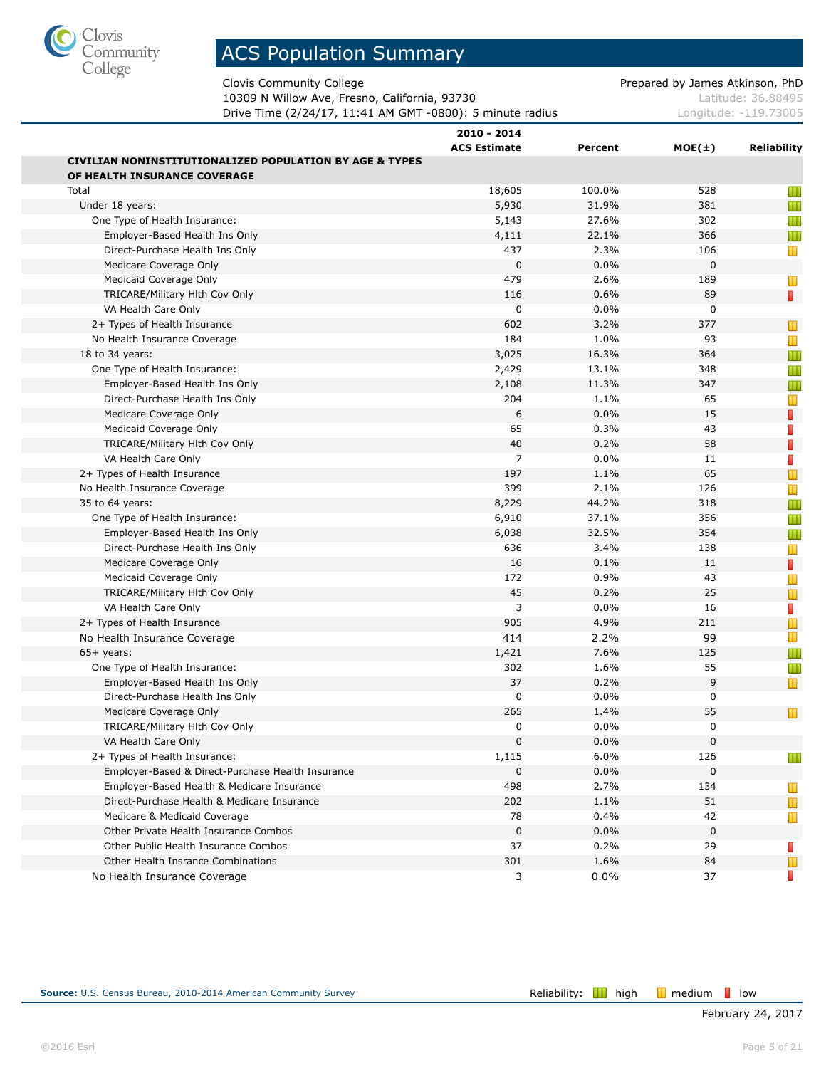# ACS Population Summary

Clovis Community College
10309 N Willow Ave, Fresno, California, 93730
Drive Time (2/24/17, 11:41 AM GMT -0800): 5 minute radius

Prepared by James Atkinson, PhD
Latitude: 36.88495
Longitude: -119.73005

| | 2010 - 2014 ACS Estimate | Percent | MOE(±) | Reliability |
|---|---|---|---|---|
| **CIVILIAN NONINSTITUTIONALIZED POPULATION BY AGE & TYPES OF HEALTH INSURANCE COVERAGE** | | | | |
| Total | 18,605 | 100.0% | 528 | high |
| Under 18 years: | 5,930 | 31.9% | 381 | high |
| One Type of Health Insurance: | 5,143 | 27.6% | 302 | high |
| Employer-Based Health Ins Only | 4,111 | 22.1% | 366 | high |
| Direct-Purchase Health Ins Only | 437 | 2.3% | 106 | medium |
| Medicare Coverage Only | 0 | 0.0% | 0 | |
| Medicaid Coverage Only | 479 | 2.6% | 189 | medium |
| TRICARE/Military Hlth Cov Only | 116 | 0.6% | 89 | low |
| VA Health Care Only | 0 | 0.0% | 0 | |
| 2+ Types of Health Insurance | 602 | 3.2% | 377 | medium |
| No Health Insurance Coverage | 184 | 1.0% | 93 | medium |
| 18 to 34 years: | 3,025 | 16.3% | 364 | high |
| One Type of Health Insurance: | 2,429 | 13.1% | 348 | high |
| Employer-Based Health Ins Only | 2,108 | 11.3% | 347 | high |
| Direct-Purchase Health Ins Only | 204 | 1.1% | 65 | medium |
| Medicare Coverage Only | 6 | 0.0% | 15 | low |
| Medicaid Coverage Only | 65 | 0.3% | 43 | low |
| TRICARE/Military Hlth Cov Only | 40 | 0.2% | 58 | low |
| VA Health Care Only | 7 | 0.0% | 11 | low |
| 2+ Types of Health Insurance | 197 | 1.1% | 65 | medium |
| No Health Insurance Coverage | 399 | 2.1% | 126 | medium |
| 35 to 64 years: | 8,229 | 44.2% | 318 | high |
| One Type of Health Insurance: | 6,910 | 37.1% | 356 | high |
| Employer-Based Health Ins Only | 6,038 | 32.5% | 354 | high |
| Direct-Purchase Health Ins Only | 636 | 3.4% | 138 | medium |
| Medicare Coverage Only | 16 | 0.1% | 11 | low |
| Medicaid Coverage Only | 172 | 0.9% | 43 | medium |
| TRICARE/Military Hlth Cov Only | 45 | 0.2% | 25 | medium |
| VA Health Care Only | 3 | 0.0% | 16 | low |
| 2+ Types of Health Insurance | 905 | 4.9% | 211 | medium |
| No Health Insurance Coverage | 414 | 2.2% | 99 | medium |
| 65+ years: | 1,421 | 7.6% | 125 | high |
| One Type of Health Insurance: | 302 | 1.6% | 55 | high |
| Employer-Based Health Ins Only | 37 | 0.2% | 9 | medium |
| Direct-Purchase Health Ins Only | 0 | 0.0% | 0 | |
| Medicare Coverage Only | 265 | 1.4% | 55 | medium |
| TRICARE/Military Hlth Cov Only | 0 | 0.0% | 0 | |
| VA Health Care Only | 0 | 0.0% | 0 | |
| 2+ Types of Health Insurance: | 1,115 | 6.0% | 126 | high |
| Employer-Based & Direct-Purchase Health Insurance | 0 | 0.0% | 0 | |
| Employer-Based Health & Medicare Insurance | 498 | 2.7% | 134 | medium |
| Direct-Purchase Health & Medicare Insurance | 202 | 1.1% | 51 | medium |
| Medicare & Medicaid Coverage | 78 | 0.4% | 42 | medium |
| Other Private Health Insurance Combos | 0 | 0.0% | 0 | |
| Other Public Health Insurance Combos | 37 | 0.2% | 29 | low |
| Other Health Insrance Combinations | 301 | 1.6% | 84 | medium |
| No Health Insurance Coverage | 3 | 0.0% | 37 | low |

**Source:** U.S. Census Bureau, 2010-2014 American Community Survey

Reliability: high medium low

February 24, 2017

©2016 Esri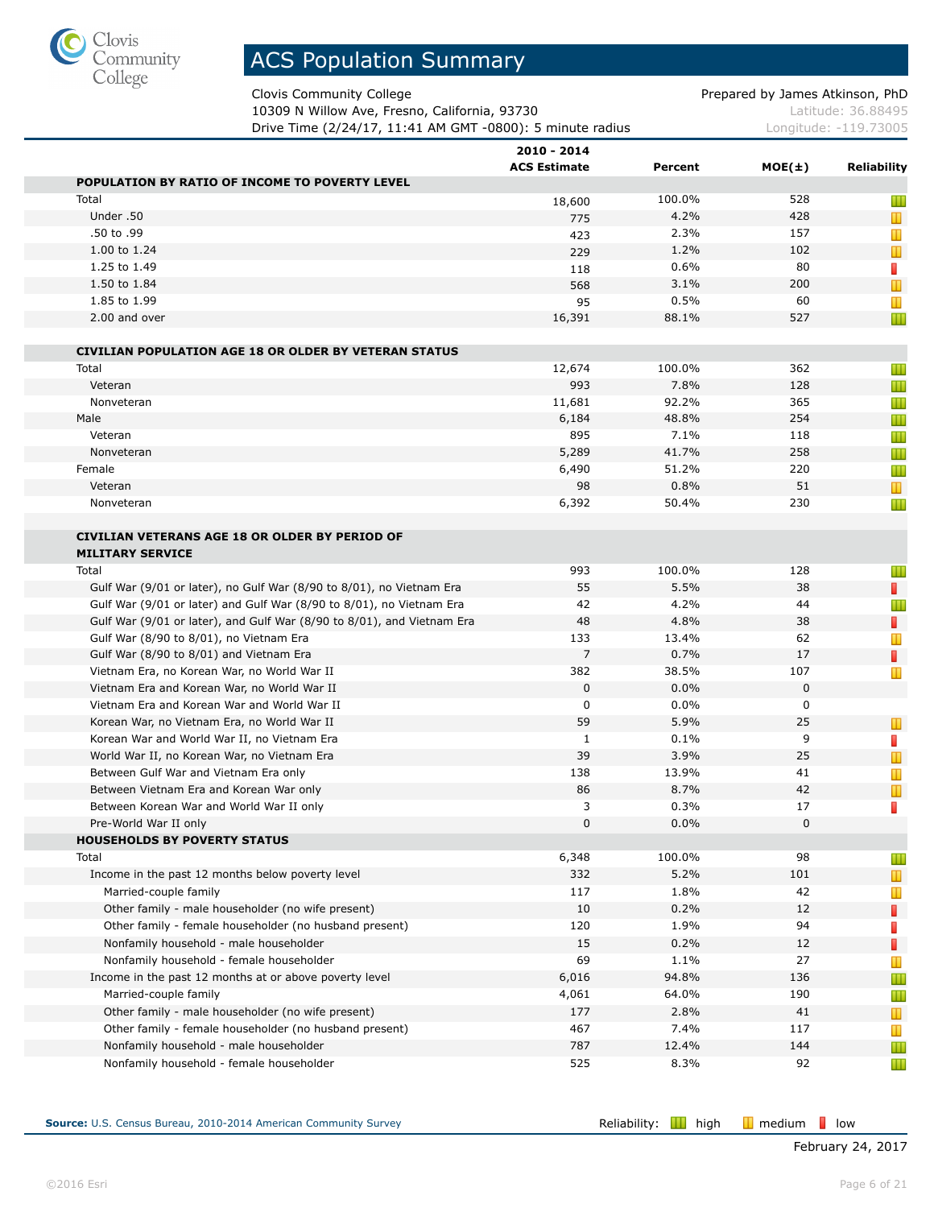# ACS Population Summary

Clovis Community College
10309 N Willow Ave, Fresno, California, 93730
Drive Time (2/24/17, 11:41 AM GMT -0800): 5 minute radius

Prepared by James Atkinson, PhD
Latitude: 36.88495
Longitude: -119.73005

| | 2010 - 2014 ACS Estimate | Percent | MOE(±) | Reliability |
|---|---|---|---|---|
| **POPULATION BY RATIO OF INCOME TO POVERTY LEVEL** | | | | |
| Total | 18,600 | 100.0% | 528 | high |
| Under .50 | 775 | 4.2% | 428 | medium |
| .50 to .99 | 423 | 2.3% | 157 | medium |
| 1.00 to 1.24 | 229 | 1.2% | 102 | medium |
| 1.25 to 1.49 | 118 | 0.6% | 80 | low |
| 1.50 to 1.84 | 568 | 3.1% | 200 | medium |
| 1.85 to 1.99 | 95 | 0.5% | 60 | medium |
| 2.00 and over | 16,391 | 88.1% | 527 | high |
| **CIVILIAN POPULATION AGE 18 OR OLDER BY VETERAN STATUS** | | | | |
| Total | 12,674 | 100.0% | 362 | high |
| Veteran | 993 | 7.8% | 128 | high |
| Nonveteran | 11,681 | 92.2% | 365 | high |
| Male | 6,184 | 48.8% | 254 | high |
| Veteran | 895 | 7.1% | 118 | high |
| Nonveteran | 5,289 | 41.7% | 258 | high |
| Female | 6,490 | 51.2% | 220 | high |
| Veteran | 98 | 0.8% | 51 | medium |
| Nonveteran | 6,392 | 50.4% | 230 | high |
| **CIVILIAN VETERANS AGE 18 OR OLDER BY PERIOD OF MILITARY SERVICE** | | | | |
| Total | 993 | 100.0% | 128 | high |
| Gulf War (9/01 or later), no Gulf War (8/90 to 8/01), no Vietnam Era | 55 | 5.5% | 38 | low |
| Gulf War (9/01 or later) and Gulf War (8/90 to 8/01), no Vietnam Era | 42 | 4.2% | 44 | high |
| Gulf War (9/01 or later), and Gulf War (8/90 to 8/01), and Vietnam Era | 48 | 4.8% | 38 | low |
| Gulf War (8/90 to 8/01), no Vietnam Era | 133 | 13.4% | 62 | medium |
| Gulf War (8/90 to 8/01) and Vietnam Era | 7 | 0.7% | 17 | low |
| Vietnam Era, no Korean War, no World War II | 382 | 38.5% | 107 | medium |
| Vietnam Era and Korean War, no World War II | 0 | 0.0% | 0 | |
| Vietnam Era and Korean War and World War II | 0 | 0.0% | 0 | |
| Korean War, no Vietnam Era, no World War II | 59 | 5.9% | 25 | medium |
| Korean War and World War II, no Vietnam Era | 1 | 0.1% | 9 | low |
| World War II, no Korean War, no Vietnam Era | 39 | 3.9% | 25 | medium |
| Between Gulf War and Vietnam Era only | 138 | 13.9% | 41 | medium |
| Between Vietnam Era and Korean War only | 86 | 8.7% | 42 | medium |
| Between Korean War and World War II only | 3 | 0.3% | 17 | low |
| Pre-World War II only | 0 | 0.0% | 0 | |
| **HOUSEHOLDS BY POVERTY STATUS** | | | | |
| Total | 6,348 | 100.0% | 98 | high |
| Income in the past 12 months below poverty level | 332 | 5.2% | 101 | medium |
| Married-couple family | 117 | 1.8% | 42 | medium |
| Other family - male householder (no wife present) | 10 | 0.2% | 12 | low |
| Other family - female householder (no husband present) | 120 | 1.9% | 94 | low |
| Nonfamily household - male householder | 15 | 0.2% | 12 | low |
| Nonfamily household - female householder | 69 | 1.1% | 27 | medium |
| Income in the past 12 months at or above poverty level | 6,016 | 94.8% | 136 | high |
| Married-couple family | 4,061 | 64.0% | 190 | high |
| Other family - male householder (no wife present) | 177 | 2.8% | 41 | medium |
| Other family - female householder (no husband present) | 467 | 7.4% | 117 | medium |
| Nonfamily household - male householder | 787 | 12.4% | 144 | high |
| Nonfamily household - female householder | 525 | 8.3% | 92 | high |

**Source:** U.S. Census Bureau, 2010-2014 American Community Survey

Reliability: high | medium | low

February 24, 2017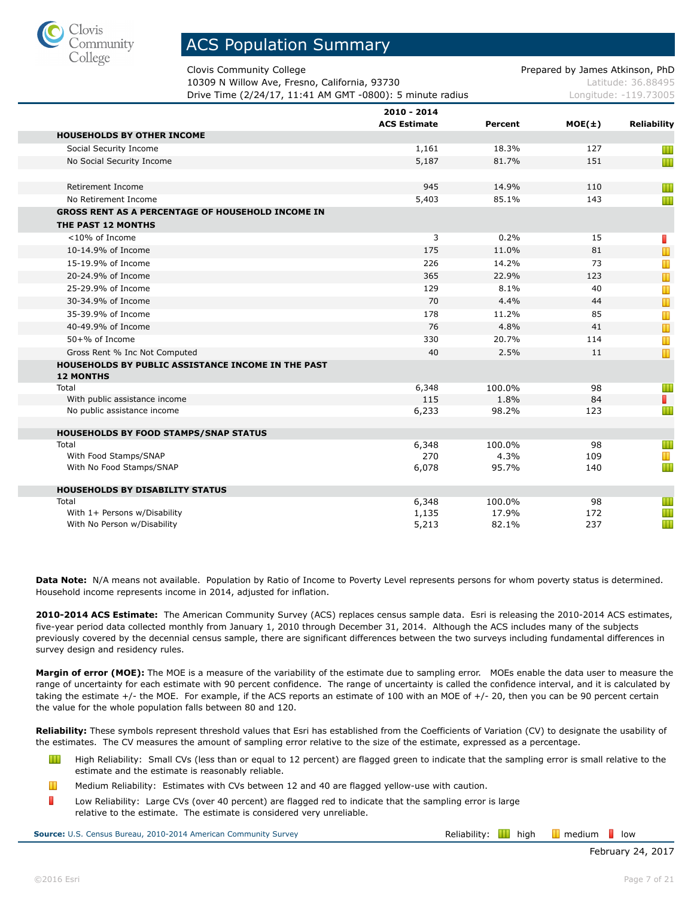# ACS Population Summary

Clovis Community College
10309 N Willow Ave, Fresno, California, 93730
Drive Time (2/24/17, 11:41 AM GMT -0800): 5 minute radius

Prepared by James Atkinson, PhD
Latitude: 36.88495
Longitude: -119.73005

| | 2010 - 2014 ACS Estimate | Percent | MOE(±) | Reliability |
|---|---|---|---|---|
| **HOUSEHOLDS BY OTHER INCOME** | | | | |
| Social Security Income | 1,161 | 18.3% | 127 | high |
| No Social Security Income | 5,187 | 81.7% | 151 | high |
| | | | | |
| Retirement Income | 945 | 14.9% | 110 | high |
| No Retirement Income | 5,403 | 85.1% | 143 | high |
| **GROSS RENT AS A PERCENTAGE OF HOUSEHOLD INCOME IN THE PAST 12 MONTHS** | | | | |
| <10% of Income | 3 | 0.2% | 15 | low |
| 10-14.9% of Income | 175 | 11.0% | 81 | medium |
| 15-19.9% of Income | 226 | 14.2% | 73 | medium |
| 20-24.9% of Income | 365 | 22.9% | 123 | medium |
| 25-29.9% of Income | 129 | 8.1% | 40 | medium |
| 30-34.9% of Income | 70 | 4.4% | 44 | medium |
| 35-39.9% of Income | 178 | 11.2% | 85 | medium |
| 40-49.9% of Income | 76 | 4.8% | 41 | medium |
| 50+% of Income | 330 | 20.7% | 114 | medium |
| Gross Rent % Inc Not Computed | 40 | 2.5% | 11 | medium |
| **HOUSEHOLDS BY PUBLIC ASSISTANCE INCOME IN THE PAST 12 MONTHS** | | | | |
| Total | 6,348 | 100.0% | 98 | high |
| With public assistance income | 115 | 1.8% | 84 | low |
| No public assistance income | 6,233 | 98.2% | 123 | high |
| **HOUSEHOLDS BY FOOD STAMPS/SNAP STATUS** | | | | |
| Total | 6,348 | 100.0% | 98 | high |
| With Food Stamps/SNAP | 270 | 4.3% | 109 | medium |
| With No Food Stamps/SNAP | 6,078 | 95.7% | 140 | high |
| **HOUSEHOLDS BY DISABILITY STATUS** | | | | |
| Total | 6,348 | 100.0% | 98 | high |
| With 1+ Persons w/Disability | 1,135 | 17.9% | 172 | high |
| With No Person w/Disability | 5,213 | 82.1% | 237 | high |

**Data Note:** N/A means not available. Population by Ratio of Income to Poverty Level represents persons for whom poverty status is determined. Household income represents income in 2014, adjusted for inflation.

**2010-2014 ACS Estimate:** The American Community Survey (ACS) replaces census sample data. Esri is releasing the 2010-2014 ACS estimates, five-year period data collected monthly from January 1, 2010 through December 31, 2014. Although the ACS includes many of the subjects previously covered by the decennial census sample, there are significant differences between the two surveys including fundamental differences in survey design and residency rules.

**Margin of error (MOE):** The MOE is a measure of the variability of the estimate due to sampling error. MOEs enable the data user to measure the range of uncertainty for each estimate with 90 percent confidence. The range of uncertainty is called the confidence interval, and it is calculated by taking the estimate +/- the MOE. For example, if the ACS reports an estimate of 100 with an MOE of +/- 20, then you can be 90 percent certain the value for the whole population falls between 80 and 120.

**Reliability:** These symbols represent threshold values that Esri has established from the Coefficients of Variation (CV) to designate the usability of the estimates. The CV measures the amount of sampling error relative to the size of the estimate, expressed as a percentage.

- High Reliability: Small CVs (less than or equal to 12 percent) are flagged green to indicate that the sampling error is small relative to the estimate and the estimate is reasonably reliable.
- Medium Reliability: Estimates with CVs between 12 and 40 are flagged yellow-use with caution.
- Low Reliability: Large CVs (over 40 percent) are flagged red to indicate that the sampling error is large relative to the estimate. The estimate is considered very unreliable.

**Source:** U.S. Census Bureau, 2010-2014 American Community Survey

Reliability: high, medium, low

February 24, 2017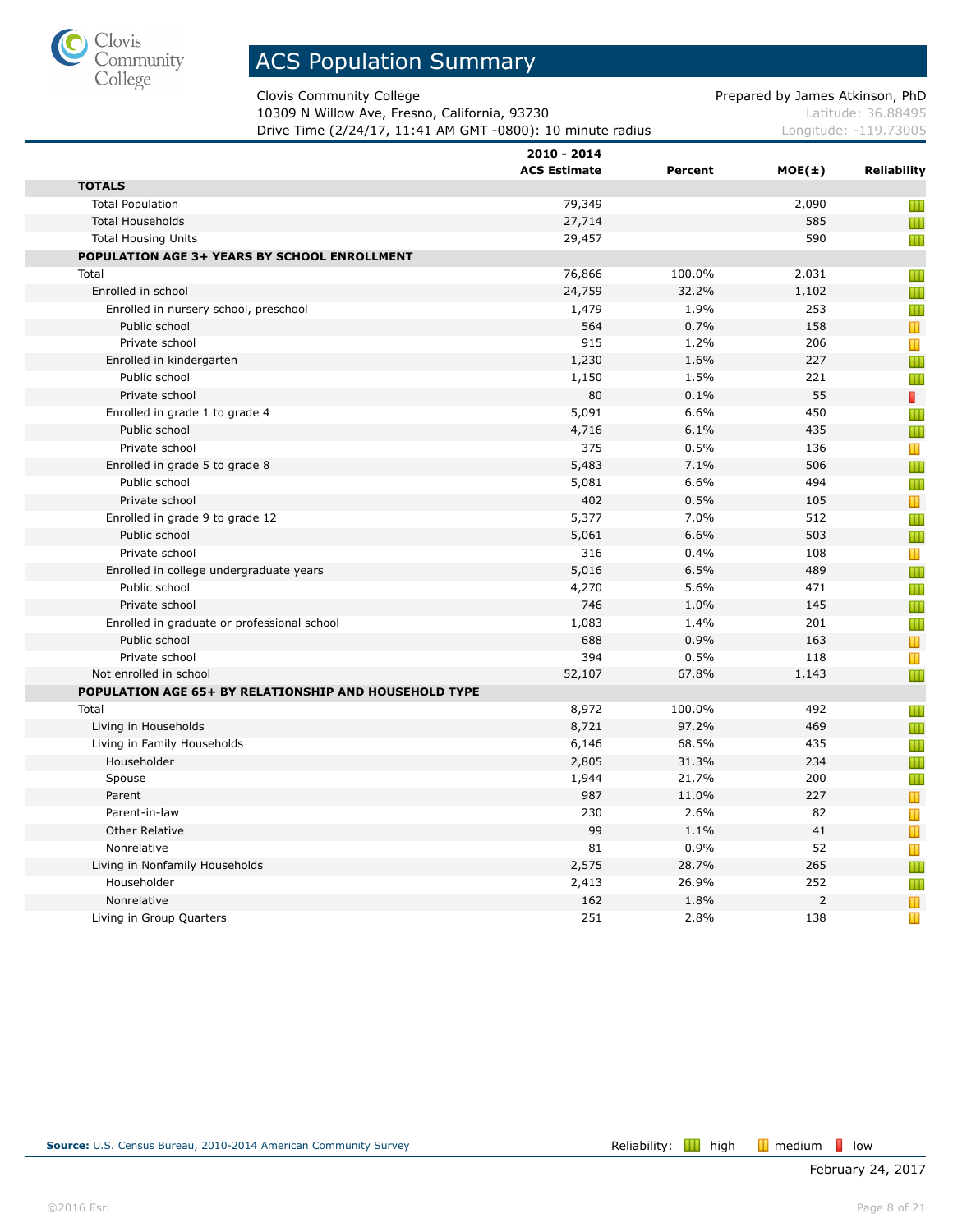# ACS Population Summary

Clovis Community College
10309 N Willow Ave, Fresno, California, 93730
Drive Time (2/24/17, 11:41 AM GMT -0800): 10 minute radius

Prepared by James Atkinson, PhD
Latitude: 36.88495
Longitude: -119.73005

| | 2010 - 2014 ACS Estimate | Percent | MOE(±) | Reliability |
|---|---|---|---|---|
| **TOTALS** | | | | |
| Total Population | 79,349 | | 2,090 | high |
| Total Households | 27,714 | | 585 | high |
| Total Housing Units | 29,457 | | 590 | high |
| **POPULATION AGE 3+ YEARS BY SCHOOL ENROLLMENT** | | | | |
| Total | 76,866 | 100.0% | 2,031 | high |
| Enrolled in school | 24,759 | 32.2% | 1,102 | high |
| Enrolled in nursery school, preschool | 1,479 | 1.9% | 253 | high |
| Public school | 564 | 0.7% | 158 | medium |
| Private school | 915 | 1.2% | 206 | medium |
| Enrolled in kindergarten | 1,230 | 1.6% | 227 | high |
| Public school | 1,150 | 1.5% | 221 | high |
| Private school | 80 | 0.1% | 55 | low |
| Enrolled in grade 1 to grade 4 | 5,091 | 6.6% | 450 | high |
| Public school | 4,716 | 6.1% | 435 | high |
| Private school | 375 | 0.5% | 136 | medium |
| Enrolled in grade 5 to grade 8 | 5,483 | 7.1% | 506 | high |
| Public school | 5,081 | 6.6% | 494 | high |
| Private school | 402 | 0.5% | 105 | medium |
| Enrolled in grade 9 to grade 12 | 5,377 | 7.0% | 512 | high |
| Public school | 5,061 | 6.6% | 503 | high |
| Private school | 316 | 0.4% | 108 | medium |
| Enrolled in college undergraduate years | 5,016 | 6.5% | 489 | high |
| Public school | 4,270 | 5.6% | 471 | high |
| Private school | 746 | 1.0% | 145 | high |
| Enrolled in graduate or professional school | 1,083 | 1.4% | 201 | high |
| Public school | 688 | 0.9% | 163 | medium |
| Private school | 394 | 0.5% | 118 | medium |
| Not enrolled in school | 52,107 | 67.8% | 1,143 | high |
| **POPULATION AGE 65+ BY RELATIONSHIP AND HOUSEHOLD TYPE** | | | | |
| Total | 8,972 | 100.0% | 492 | high |
| Living in Households | 8,721 | 97.2% | 469 | high |
| Living in Family Households | 6,146 | 68.5% | 435 | high |
| Householder | 2,805 | 31.3% | 234 | high |
| Spouse | 1,944 | 21.7% | 200 | high |
| Parent | 987 | 11.0% | 227 | medium |
| Parent-in-law | 230 | 2.6% | 82 | medium |
| Other Relative | 99 | 1.1% | 41 | medium |
| Nonrelative | 81 | 0.9% | 52 | medium |
| Living in Nonfamily Households | 2,575 | 28.7% | 265 | high |
| Householder | 2,413 | 26.9% | 252 | high |
| Nonrelative | 162 | 1.8% | 2 | medium |
| Living in Group Quarters | 251 | 2.8% | 138 | medium |

**Source:** U.S. Census Bureau, 2010-2014 American Community Survey

Reliability: high, medium, low

February 24, 2017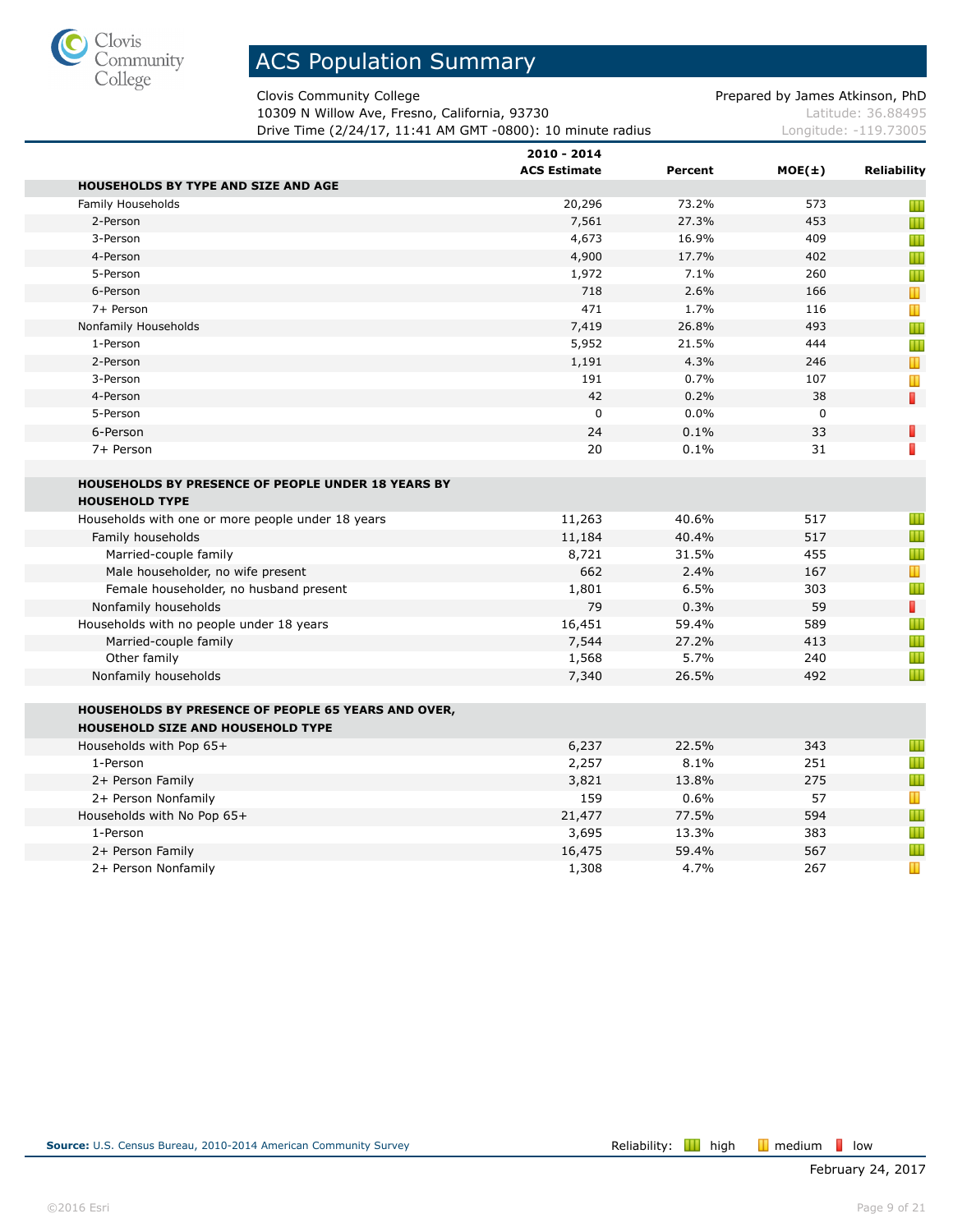# ACS Population Summary

Clovis Community College
10309 N Willow Ave, Fresno, California, 93730
Drive Time (2/24/17, 11:41 AM GMT -0800): 10 minute radius

Prepared by James Atkinson, PhD
Latitude: 36.88495
Longitude: -119.73005

| | 2010 - 2014 ACS Estimate | Percent | MOE(±) | Reliability |
|---|---|---|---|---|
| **HOUSEHOLDS BY TYPE AND SIZE AND AGE** | | | | |
| Family Households | 20,296 | 73.2% | 573 | high |
| 2-Person | 7,561 | 27.3% | 453 | high |
| 3-Person | 4,673 | 16.9% | 409 | high |
| 4-Person | 4,900 | 17.7% | 402 | high |
| 5-Person | 1,972 | 7.1% | 260 | high |
| 6-Person | 718 | 2.6% | 166 | medium |
| 7+ Person | 471 | 1.7% | 116 | medium |
| Nonfamily Households | 7,419 | 26.8% | 493 | high |
| 1-Person | 5,952 | 21.5% | 444 | high |
| 2-Person | 1,191 | 4.3% | 246 | medium |
| 3-Person | 191 | 0.7% | 107 | medium |
| 4-Person | 42 | 0.2% | 38 | low |
| 5-Person | 0 | 0.0% | 0 | |
| 6-Person | 24 | 0.1% | 33 | low |
| 7+ Person | 20 | 0.1% | 31 | low |
| **HOUSEHOLDS BY PRESENCE OF PEOPLE UNDER 18 YEARS BY HOUSEHOLD TYPE** | | | | |
| Households with one or more people under 18 years | 11,263 | 40.6% | 517 | high |
| Family households | 11,184 | 40.4% | 517 | high |
| Married-couple family | 8,721 | 31.5% | 455 | high |
| Male householder, no wife present | 662 | 2.4% | 167 | medium |
| Female householder, no husband present | 1,801 | 6.5% | 303 | high |
| Nonfamily households | 79 | 0.3% | 59 | low |
| Households with no people under 18 years | 16,451 | 59.4% | 589 | high |
| Married-couple family | 7,544 | 27.2% | 413 | high |
| Other family | 1,568 | 5.7% | 240 | high |
| Nonfamily households | 7,340 | 26.5% | 492 | high |
| **HOUSEHOLDS BY PRESENCE OF PEOPLE 65 YEARS AND OVER, HOUSEHOLD SIZE AND HOUSEHOLD TYPE** | | | | |
| Households with Pop 65+ | 6,237 | 22.5% | 343 | high |
| 1-Person | 2,257 | 8.1% | 251 | high |
| 2+ Person Family | 3,821 | 13.8% | 275 | high |
| 2+ Person Nonfamily | 159 | 0.6% | 57 | medium |
| Households with No Pop 65+ | 21,477 | 77.5% | 594 | high |
| 1-Person | 3,695 | 13.3% | 383 | high |
| 2+ Person Family | 16,475 | 59.4% | 567 | high |
| 2+ Person Nonfamily | 1,308 | 4.7% | 267 | medium |

**Source:** U.S. Census Bureau, 2010-2014 American Community Survey

Reliability: high, medium, low

February 24, 2017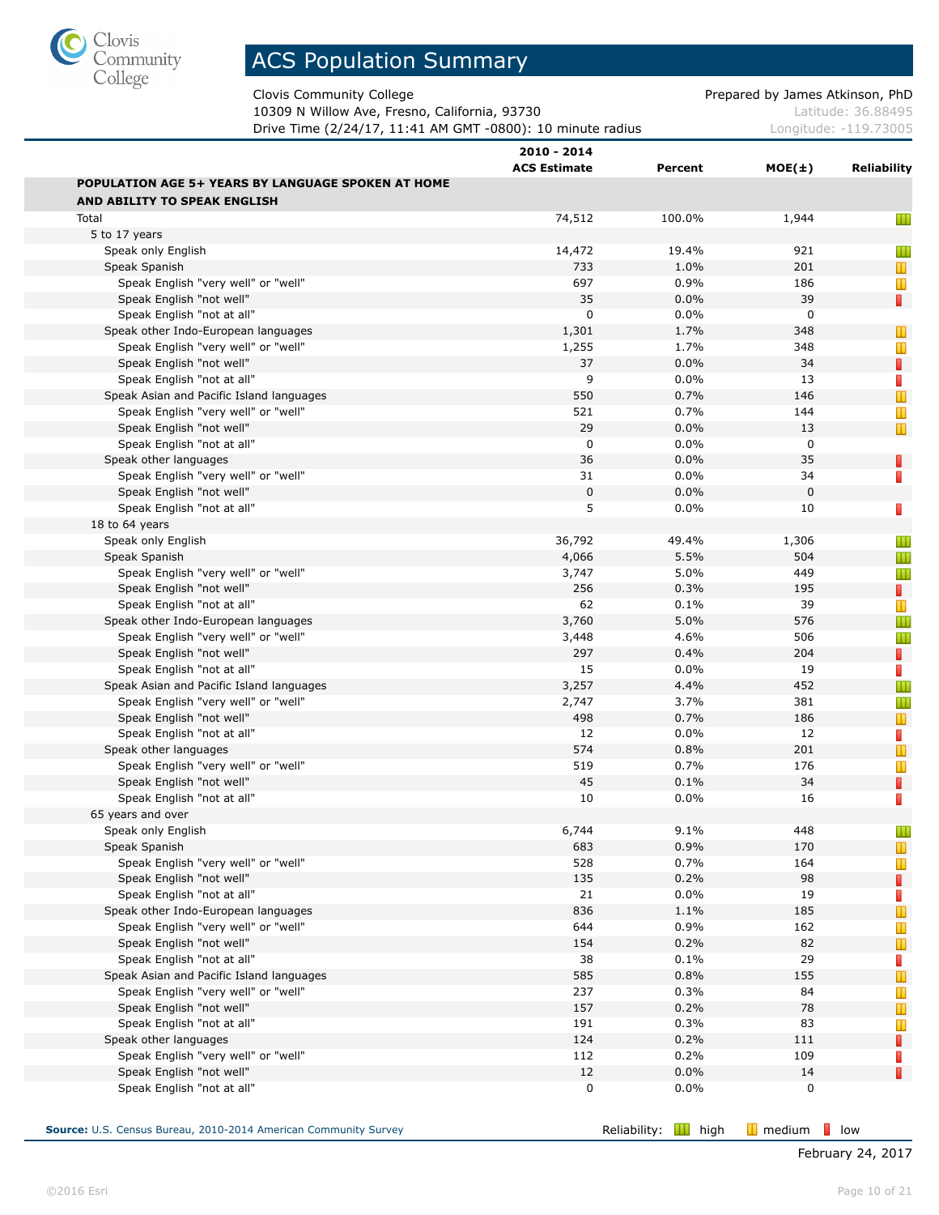# ACS Population Summary

Clovis Community College
10309 N Willow Ave, Fresno, California, 93730
Drive Time (2/24/17, 11:41 AM GMT -0800): 10 minute radius

Prepared by James Atkinson, PhD
Latitude: 36.88495
Longitude: -119.73005

| | 2010 - 2014 ACS Estimate | Percent | MOE(±) | Reliability |
|---|---|---|---|---|
| **POPULATION AGE 5+ YEARS BY LANGUAGE SPOKEN AT HOME AND ABILITY TO SPEAK ENGLISH** | | | | |
| Total | 74,512 | 100.0% | 1,944 | high |
| 5 to 17 years | | | | |
| Speak only English | 14,472 | 19.4% | 921 | high |
| Speak Spanish | 733 | 1.0% | 201 | medium |
| Speak English "very well" or "well" | 697 | 0.9% | 186 | medium |
| Speak English "not well" | 35 | 0.0% | 39 | low |
| Speak English "not at all" | 0 | 0.0% | 0 | |
| Speak other Indo-European languages | 1,301 | 1.7% | 348 | medium |
| Speak English "very well" or "well" | 1,255 | 1.7% | 348 | medium |
| Speak English "not well" | 37 | 0.0% | 34 | low |
| Speak English "not at all" | 9 | 0.0% | 13 | low |
| Speak Asian and Pacific Island languages | 550 | 0.7% | 146 | medium |
| Speak English "very well" or "well" | 521 | 0.7% | 144 | medium |
| Speak English "not well" | 29 | 0.0% | 13 | medium |
| Speak English "not at all" | 0 | 0.0% | 0 | |
| Speak other languages | 36 | 0.0% | 35 | low |
| Speak English "very well" or "well" | 31 | 0.0% | 34 | low |
| Speak English "not well" | 0 | 0.0% | 0 | |
| Speak English "not at all" | 5 | 0.0% | 10 | low |
| 18 to 64 years | | | | |
| Speak only English | 36,792 | 49.4% | 1,306 | high |
| Speak Spanish | 4,066 | 5.5% | 504 | high |
| Speak English "very well" or "well" | 3,747 | 5.0% | 449 | high |
| Speak English "not well" | 256 | 0.3% | 195 | low |
| Speak English "not at all" | 62 | 0.1% | 39 | medium |
| Speak other Indo-European languages | 3,760 | 5.0% | 576 | high |
| Speak English "very well" or "well" | 3,448 | 4.6% | 506 | high |
| Speak English "not well" | 297 | 0.4% | 204 | low |
| Speak English "not at all" | 15 | 0.0% | 19 | low |
| Speak Asian and Pacific Island languages | 3,257 | 4.4% | 452 | high |
| Speak English "very well" or "well" | 2,747 | 3.7% | 381 | high |
| Speak English "not well" | 498 | 0.7% | 186 | medium |
| Speak English "not at all" | 12 | 0.0% | 12 | low |
| Speak other languages | 574 | 0.8% | 201 | medium |
| Speak English "very well" or "well" | 519 | 0.7% | 176 | medium |
| Speak English "not well" | 45 | 0.1% | 34 | low |
| Speak English "not at all" | 10 | 0.0% | 16 | low |
| 65 years and over | | | | |
| Speak only English | 6,744 | 9.1% | 448 | high |
| Speak Spanish | 683 | 0.9% | 170 | medium |
| Speak English "very well" or "well" | 528 | 0.7% | 164 | medium |
| Speak English "not well" | 135 | 0.2% | 98 | low |
| Speak English "not at all" | 21 | 0.0% | 19 | low |
| Speak other Indo-European languages | 836 | 1.1% | 185 | medium |
| Speak English "very well" or "well" | 644 | 0.9% | 162 | medium |
| Speak English "not well" | 154 | 0.2% | 82 | medium |
| Speak English "not at all" | 38 | 0.1% | 29 | low |
| Speak Asian and Pacific Island languages | 585 | 0.8% | 155 | medium |
| Speak English "very well" or "well" | 237 | 0.3% | 84 | medium |
| Speak English "not well" | 157 | 0.2% | 78 | medium |
| Speak English "not at all" | 191 | 0.3% | 83 | medium |
| Speak other languages | 124 | 0.2% | 111 | low |
| Speak English "very well" or "well" | 112 | 0.2% | 109 | low |
| Speak English "not well" | 12 | 0.0% | 14 | low |
| Speak English "not at all" | 0 | 0.0% | 0 | |

**Source:** U.S. Census Bureau, 2010-2014 American Community Survey

Reliability: high, medium, low

February 24, 2017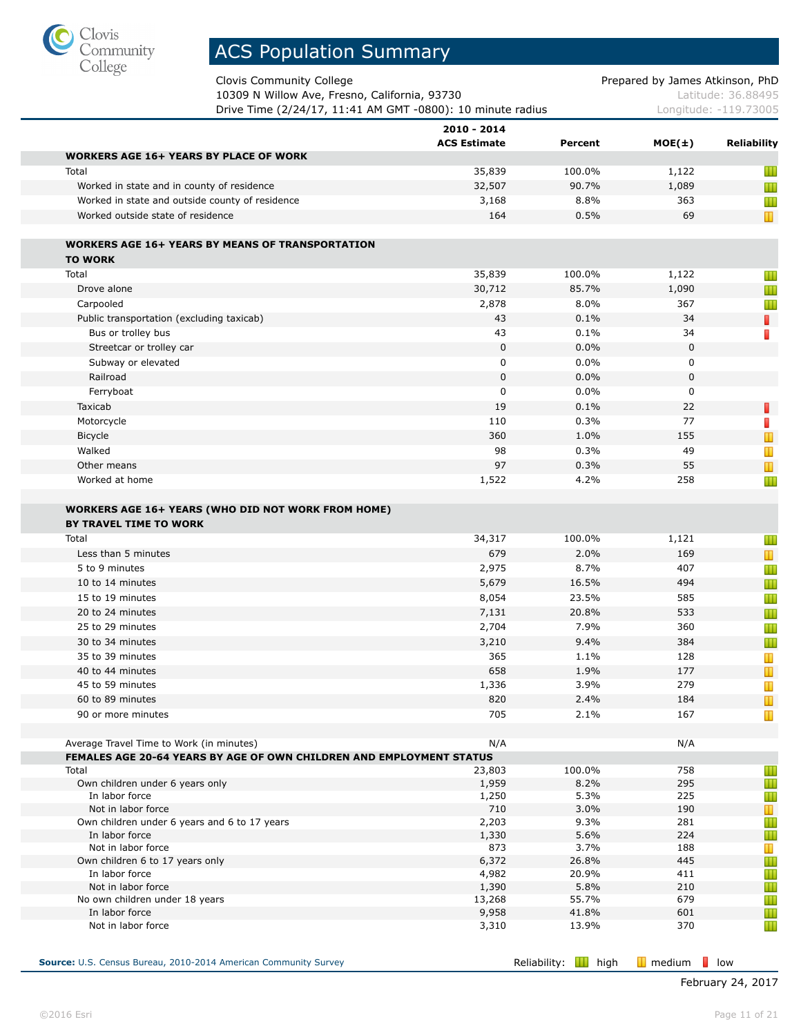# ACS Population Summary

Clovis Community College
10309 N Willow Ave, Fresno, California, 93730
Drive Time (2/24/17, 11:41 AM GMT -0800): 10 minute radius

Prepared by James Atkinson, PhD
Latitude: 36.88495
Longitude: -119.73005

| | 2010 - 2014 ACS Estimate | Percent | MOE(±) | Reliability |
|---|---|---|---|---|
| **WORKERS AGE 16+ YEARS BY PLACE OF WORK** | | | | |
| Total | 35,839 | 100.0% | 1,122 | high |
| Worked in state and in county of residence | 32,507 | 90.7% | 1,089 | high |
| Worked in state and outside county of residence | 3,168 | 8.8% | 363 | high |
| Worked outside state of residence | 164 | 0.5% | 69 | medium |
| **WORKERS AGE 16+ YEARS BY MEANS OF TRANSPORTATION TO WORK** | | | | |
| Total | 35,839 | 100.0% | 1,122 | high |
| Drove alone | 30,712 | 85.7% | 1,090 | high |
| Carpooled | 2,878 | 8.0% | 367 | high |
| Public transportation (excluding taxicab) | 43 | 0.1% | 34 | low |
| Bus or trolley bus | 43 | 0.1% | 34 | low |
| Streetcar or trolley car | 0 | 0.0% | 0 | |
| Subway or elevated | 0 | 0.0% | 0 | |
| Railroad | 0 | 0.0% | 0 | |
| Ferryboat | 0 | 0.0% | 0 | |
| Taxicab | 19 | 0.1% | 22 | low |
| Motorcycle | 110 | 0.3% | 77 | low |
| Bicycle | 360 | 1.0% | 155 | medium |
| Walked | 98 | 0.3% | 49 | medium |
| Other means | 97 | 0.3% | 55 | medium |
| Worked at home | 1,522 | 4.2% | 258 | high |
| **WORKERS AGE 16+ YEARS (WHO DID NOT WORK FROM HOME) BY TRAVEL TIME TO WORK** | | | | |
| Total | 34,317 | 100.0% | 1,121 | high |
| Less than 5 minutes | 679 | 2.0% | 169 | medium |
| 5 to 9 minutes | 2,975 | 8.7% | 407 | high |
| 10 to 14 minutes | 5,679 | 16.5% | 494 | high |
| 15 to 19 minutes | 8,054 | 23.5% | 585 | high |
| 20 to 24 minutes | 7,131 | 20.8% | 533 | high |
| 25 to 29 minutes | 2,704 | 7.9% | 360 | high |
| 30 to 34 minutes | 3,210 | 9.4% | 384 | high |
| 35 to 39 minutes | 365 | 1.1% | 128 | medium |
| 40 to 44 minutes | 658 | 1.9% | 177 | medium |
| 45 to 59 minutes | 1,336 | 3.9% | 279 | medium |
| 60 to 89 minutes | 820 | 2.4% | 184 | medium |
| 90 or more minutes | 705 | 2.1% | 167 | medium |
| Average Travel Time to Work (in minutes) | N/A | | N/A | |
| **FEMALES AGE 20-64 YEARS BY AGE OF OWN CHILDREN AND EMPLOYMENT STATUS** | | | | |
| Total | 23,803 | 100.0% | 758 | high |
| Own children under 6 years only | 1,959 | 8.2% | 295 | high |
| In labor force | 1,250 | 5.3% | 225 | high |
| Not in labor force | 710 | 3.0% | 190 | medium |
| Own children under 6 years and 6 to 17 years | 2,203 | 9.3% | 281 | high |
| In labor force | 1,330 | 5.6% | 224 | high |
| Not in labor force | 873 | 3.7% | 188 | medium |
| Own children 6 to 17 years only | 6,372 | 26.8% | 445 | high |
| In labor force | 4,982 | 20.9% | 411 | high |
| Not in labor force | 1,390 | 5.8% | 210 | high |
| No own children under 18 years | 13,268 | 55.7% | 679 | high |
| In labor force | 9,958 | 41.8% | 601 | high |
| Not in labor force | 3,310 | 13.9% | 370 | high |

**Source:** U.S. Census Bureau, 2010-2014 American Community Survey

Reliability: high, medium, low

February 24, 2017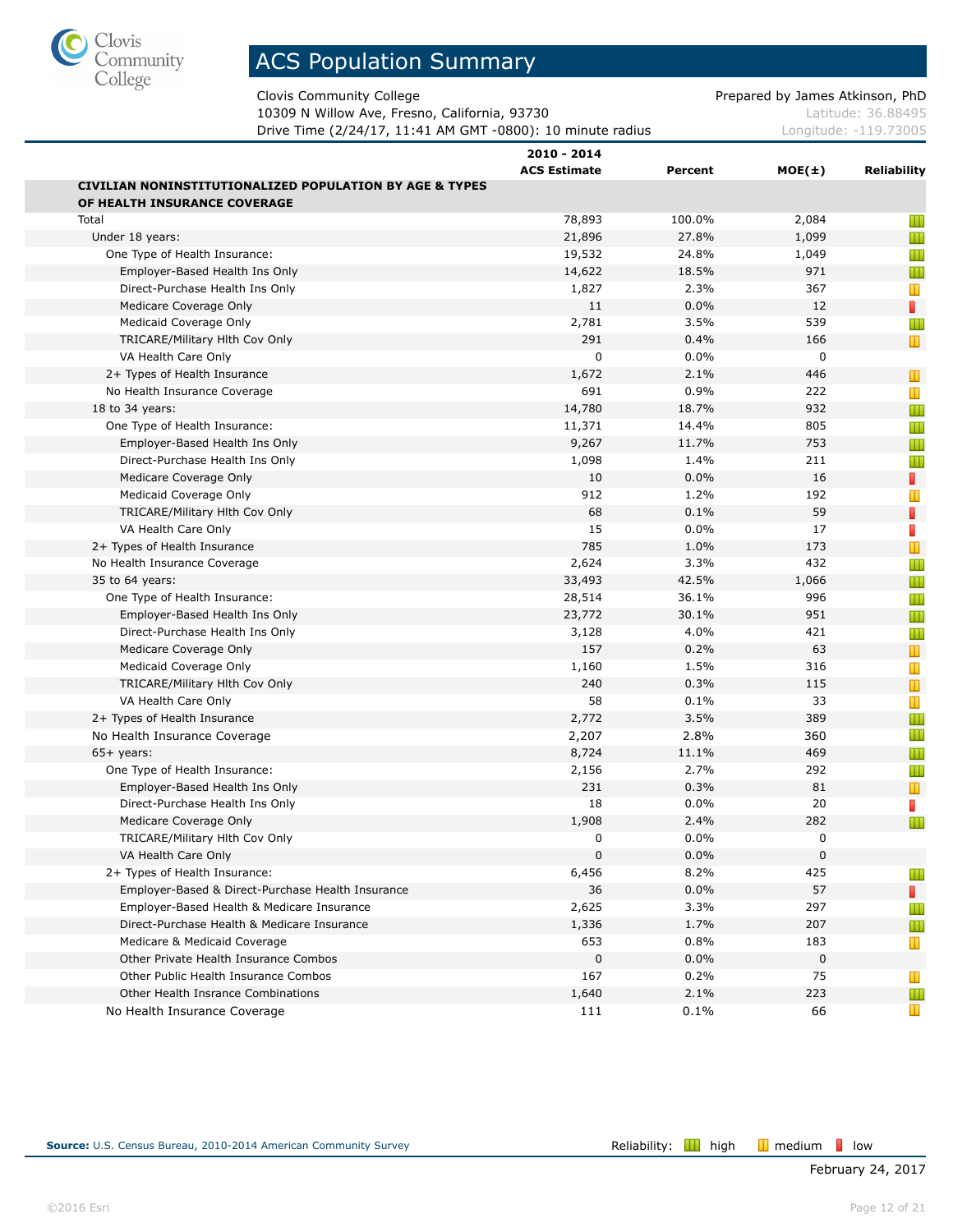# ACS Population Summary

Clovis Community College
10309 N Willow Ave, Fresno, California, 93730
Drive Time (2/24/17, 11:41 AM GMT -0800): 10 minute radius

Prepared by James Atkinson, PhD
Latitude: 36.88495
Longitude: -119.73005

| | 2010 - 2014 ACS Estimate | Percent | MOE(±) | Reliability |
|---|---|---|---|---|
| **CIVILIAN NONINSTITUTIONALIZED POPULATION BY AGE & TYPES OF HEALTH INSURANCE COVERAGE** | | | | |
| Total | 78,893 | 100.0% | 2,084 | high |
| Under 18 years: | 21,896 | 27.8% | 1,099 | high |
| One Type of Health Insurance: | 19,532 | 24.8% | 1,049 | high |
| Employer-Based Health Ins Only | 14,622 | 18.5% | 971 | high |
| Direct-Purchase Health Ins Only | 1,827 | 2.3% | 367 | medium |
| Medicare Coverage Only | 11 | 0.0% | 12 | low |
| Medicaid Coverage Only | 2,781 | 3.5% | 539 | high |
| TRICARE/Military Hlth Cov Only | 291 | 0.4% | 166 | medium |
| VA Health Care Only | 0 | 0.0% | 0 | |
| 2+ Types of Health Insurance | 1,672 | 2.1% | 446 | medium |
| No Health Insurance Coverage | 691 | 0.9% | 222 | medium |
| 18 to 34 years: | 14,780 | 18.7% | 932 | high |
| One Type of Health Insurance: | 11,371 | 14.4% | 805 | high |
| Employer-Based Health Ins Only | 9,267 | 11.7% | 753 | high |
| Direct-Purchase Health Ins Only | 1,098 | 1.4% | 211 | high |
| Medicare Coverage Only | 10 | 0.0% | 16 | low |
| Medicaid Coverage Only | 912 | 1.2% | 192 | medium |
| TRICARE/Military Hlth Cov Only | 68 | 0.1% | 59 | low |
| VA Health Care Only | 15 | 0.0% | 17 | low |
| 2+ Types of Health Insurance | 785 | 1.0% | 173 | medium |
| No Health Insurance Coverage | 2,624 | 3.3% | 432 | high |
| 35 to 64 years: | 33,493 | 42.5% | 1,066 | high |
| One Type of Health Insurance: | 28,514 | 36.1% | 996 | high |
| Employer-Based Health Ins Only | 23,772 | 30.1% | 951 | high |
| Direct-Purchase Health Ins Only | 3,128 | 4.0% | 421 | high |
| Medicare Coverage Only | 157 | 0.2% | 63 | medium |
| Medicaid Coverage Only | 1,160 | 1.5% | 316 | medium |
| TRICARE/Military Hlth Cov Only | 240 | 0.3% | 115 | medium |
| VA Health Care Only | 58 | 0.1% | 33 | medium |
| 2+ Types of Health Insurance | 2,772 | 3.5% | 389 | high |
| No Health Insurance Coverage | 2,207 | 2.8% | 360 | high |
| 65+ years: | 8,724 | 11.1% | 469 | high |
| One Type of Health Insurance: | 2,156 | 2.7% | 292 | high |
| Employer-Based Health Ins Only | 231 | 0.3% | 81 | medium |
| Direct-Purchase Health Ins Only | 18 | 0.0% | 20 | low |
| Medicare Coverage Only | 1,908 | 2.4% | 282 | high |
| TRICARE/Military Hlth Cov Only | 0 | 0.0% | 0 | |
| VA Health Care Only | 0 | 0.0% | 0 | |
| 2+ Types of Health Insurance: | 6,456 | 8.2% | 425 | high |
| Employer-Based & Direct-Purchase Health Insurance | 36 | 0.0% | 57 | low |
| Employer-Based Health & Medicare Insurance | 2,625 | 3.3% | 297 | high |
| Direct-Purchase Health & Medicare Insurance | 1,336 | 1.7% | 207 | high |
| Medicare & Medicaid Coverage | 653 | 0.8% | 183 | medium |
| Other Private Health Insurance Combos | 0 | 0.0% | 0 | |
| Other Public Health Insurance Combos | 167 | 0.2% | 75 | medium |
| Other Health Insrance Combinations | 1,640 | 2.1% | 223 | high |
| No Health Insurance Coverage | 111 | 0.1% | 66 | medium |

**Source:** U.S. Census Bureau, 2010-2014 American Community Survey

Reliability: high, medium, low

February 24, 2017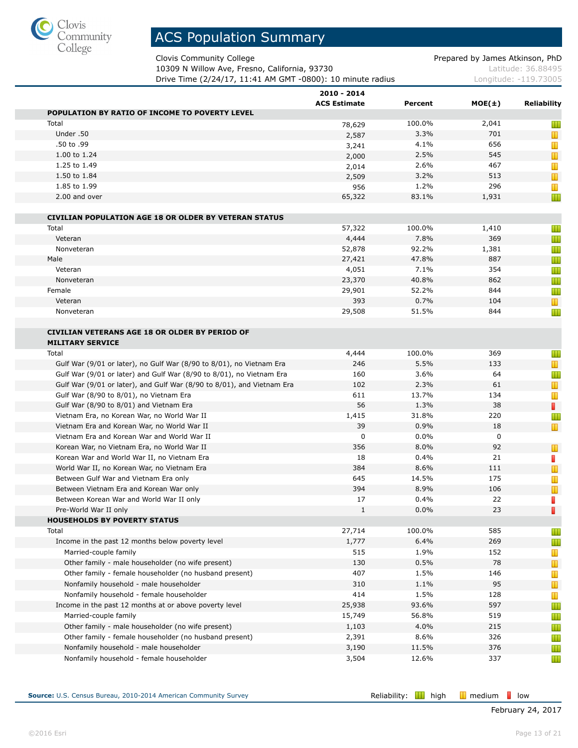# ACS Population Summary

Clovis Community College
10309 N Willow Ave, Fresno, California, 93730
Drive Time (2/24/17, 11:41 AM GMT -0800): 10 minute radius

Prepared by James Atkinson, PhD
Latitude: 36.88495
Longitude: -119.73005

| | 2010 - 2014 ACS Estimate | Percent | MOE(±) | Reliability |
|---|---|---|---|---|
| **POPULATION BY RATIO OF INCOME TO POVERTY LEVEL** | | | | |
| Total | 78,629 | 100.0% | 2,041 | high |
| Under .50 | 2,587 | 3.3% | 701 | medium |
| .50 to .99 | 3,241 | 4.1% | 656 | medium |
| 1.00 to 1.24 | 2,000 | 2.5% | 545 | medium |
| 1.25 to 1.49 | 2,014 | 2.6% | 467 | medium |
| 1.50 to 1.84 | 2,509 | 3.2% | 513 | medium |
| 1.85 to 1.99 | 956 | 1.2% | 296 | medium |
| 2.00 and over | 65,322 | 83.1% | 1,931 | high |
| **CIVILIAN POPULATION AGE 18 OR OLDER BY VETERAN STATUS** | | | | |
| Total | 57,322 | 100.0% | 1,410 | high |
| Veteran | 4,444 | 7.8% | 369 | high |
| Nonveteran | 52,878 | 92.2% | 1,381 | high |
| Male | 27,421 | 47.8% | 887 | high |
| Veteran | 4,051 | 7.1% | 354 | high |
| Nonveteran | 23,370 | 40.8% | 862 | high |
| Female | 29,901 | 52.2% | 844 | high |
| Veteran | 393 | 0.7% | 104 | medium |
| Nonveteran | 29,508 | 51.5% | 844 | high |
| **CIVILIAN VETERANS AGE 18 OR OLDER BY PERIOD OF MILITARY SERVICE** | | | | |
| Total | 4,444 | 100.0% | 369 | high |
| Gulf War (9/01 or later), no Gulf War (8/90 to 8/01), no Vietnam Era | 246 | 5.5% | 133 | medium |
| Gulf War (9/01 or later) and Gulf War (8/90 to 8/01), no Vietnam Era | 160 | 3.6% | 64 | high |
| Gulf War (9/01 or later), and Gulf War (8/90 to 8/01), and Vietnam Era | 102 | 2.3% | 61 | medium |
| Gulf War (8/90 to 8/01), no Vietnam Era | 611 | 13.7% | 134 | medium |
| Gulf War (8/90 to 8/01) and Vietnam Era | 56 | 1.3% | 38 | low |
| Vietnam Era, no Korean War, no World War II | 1,415 | 31.8% | 220 | high |
| Vietnam Era and Korean War, no World War II | 39 | 0.9% | 18 | medium |
| Vietnam Era and Korean War and World War II | 0 | 0.0% | 0 | |
| Korean War, no Vietnam Era, no World War II | 356 | 8.0% | 92 | medium |
| Korean War and World War II, no Vietnam Era | 18 | 0.4% | 21 | low |
| World War II, no Korean War, no Vietnam Era | 384 | 8.6% | 111 | medium |
| Between Gulf War and Vietnam Era only | 645 | 14.5% | 175 | medium |
| Between Vietnam Era and Korean War only | 394 | 8.9% | 106 | medium |
| Between Korean War and World War II only | 17 | 0.4% | 22 | low |
| Pre-World War II only | 1 | 0.0% | 23 | low |
| **HOUSEHOLDS BY POVERTY STATUS** | | | | |
| Total | 27,714 | 100.0% | 585 | high |
| Income in the past 12 months below poverty level | 1,777 | 6.4% | 269 | high |
| Married-couple family | 515 | 1.9% | 152 | medium |
| Other family - male householder (no wife present) | 130 | 0.5% | 78 | medium |
| Other family - female householder (no husband present) | 407 | 1.5% | 146 | medium |
| Nonfamily household - male householder | 310 | 1.1% | 95 | medium |
| Nonfamily household - female householder | 414 | 1.5% | 128 | medium |
| Income in the past 12 months at or above poverty level | 25,938 | 93.6% | 597 | high |
| Married-couple family | 15,749 | 56.8% | 519 | high |
| Other family - male householder (no wife present) | 1,103 | 4.0% | 215 | high |
| Other family - female householder (no husband present) | 2,391 | 8.6% | 326 | high |
| Nonfamily household - male householder | 3,190 | 11.5% | 376 | high |
| Nonfamily household - female householder | 3,504 | 12.6% | 337 | high |

**Source:** U.S. Census Bureau, 2010-2014 American Community Survey

Reliability: high / medium / low

February 24, 2017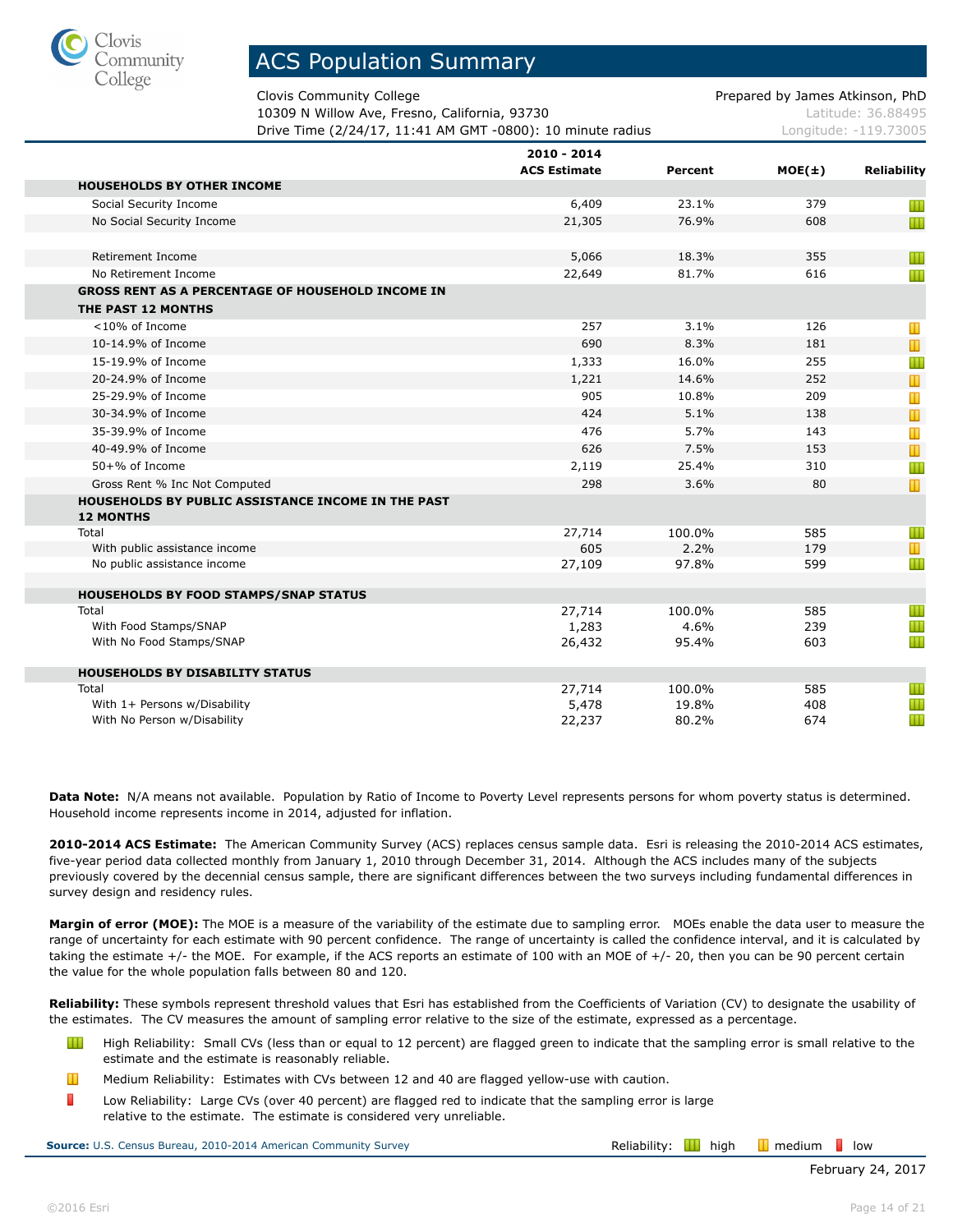# ACS Population Summary

Clovis Community College
10309 N Willow Ave, Fresno, California, 93730
Drive Time (2/24/17, 11:41 AM GMT -0800): 10 minute radius

Prepared by James Atkinson, PhD
Latitude: 36.88495
Longitude: -119.73005

| | 2010 - 2014 ACS Estimate | Percent | MOE(±) | Reliability |
|---|---|---|---|---|
| **HOUSEHOLDS BY OTHER INCOME** | | | | |
| Social Security Income | 6,409 | 23.1% | 379 | high |
| No Social Security Income | 21,305 | 76.9% | 608 | high |
| Retirement Income | 5,066 | 18.3% | 355 | high |
| No Retirement Income | 22,649 | 81.7% | 616 | high |
| **GROSS RENT AS A PERCENTAGE OF HOUSEHOLD INCOME IN THE PAST 12 MONTHS** | | | | |
| <10% of Income | 257 | 3.1% | 126 | medium |
| 10-14.9% of Income | 690 | 8.3% | 181 | medium |
| 15-19.9% of Income | 1,333 | 16.0% | 255 | high |
| 20-24.9% of Income | 1,221 | 14.6% | 252 | medium |
| 25-29.9% of Income | 905 | 10.8% | 209 | medium |
| 30-34.9% of Income | 424 | 5.1% | 138 | medium |
| 35-39.9% of Income | 476 | 5.7% | 143 | medium |
| 40-49.9% of Income | 626 | 7.5% | 153 | medium |
| 50+% of Income | 2,119 | 25.4% | 310 | high |
| Gross Rent % Inc Not Computed | 298 | 3.6% | 80 | medium |
| **HOUSEHOLDS BY PUBLIC ASSISTANCE INCOME IN THE PAST 12 MONTHS** | | | | |
| Total | 27,714 | 100.0% | 585 | high |
| With public assistance income | 605 | 2.2% | 179 | medium |
| No public assistance income | 27,109 | 97.8% | 599 | high |
| **HOUSEHOLDS BY FOOD STAMPS/SNAP STATUS** | | | | |
| Total | 27,714 | 100.0% | 585 | high |
| With Food Stamps/SNAP | 1,283 | 4.6% | 239 | high |
| With No Food Stamps/SNAP | 26,432 | 95.4% | 603 | high |
| **HOUSEHOLDS BY DISABILITY STATUS** | | | | |
| Total | 27,714 | 100.0% | 585 | high |
| With 1+ Persons w/Disability | 5,478 | 19.8% | 408 | high |
| With No Person w/Disability | 22,237 | 80.2% | 674 | high |

**Data Note:** N/A means not available. Population by Ratio of Income to Poverty Level represents persons for whom poverty status is determined. Household income represents income in 2014, adjusted for inflation.

**2010-2014 ACS Estimate:** The American Community Survey (ACS) replaces census sample data. Esri is releasing the 2010-2014 ACS estimates, five-year period data collected monthly from January 1, 2010 through December 31, 2014. Although the ACS includes many of the subjects previously covered by the decennial census sample, there are significant differences between the two surveys including fundamental differences in survey design and residency rules.

**Margin of error (MOE):** The MOE is a measure of the variability of the estimate due to sampling error. MOEs enable the data user to measure the range of uncertainty for each estimate with 90 percent confidence. The range of uncertainty is called the confidence interval, and it is calculated by taking the estimate +/- the MOE. For example, if the ACS reports an estimate of 100 with an MOE of +/- 20, then you can be 90 percent certain the value for the whole population falls between 80 and 120.

**Reliability:** These symbols represent threshold values that Esri has established from the Coefficients of Variation (CV) to designate the usability of the estimates. The CV measures the amount of sampling error relative to the size of the estimate, expressed as a percentage.

- High Reliability: Small CVs (less than or equal to 12 percent) are flagged green to indicate that the sampling error is small relative to the estimate and the estimate is reasonably reliable.
- Medium Reliability: Estimates with CVs between 12 and 40 are flagged yellow-use with caution.
- Low Reliability: Large CVs (over 40 percent) are flagged red to indicate that the sampling error is large relative to the estimate. The estimate is considered very unreliable.

**Source:** U.S. Census Bureau, 2010-2014 American Community Survey

Reliability: high medium low

February 24, 2017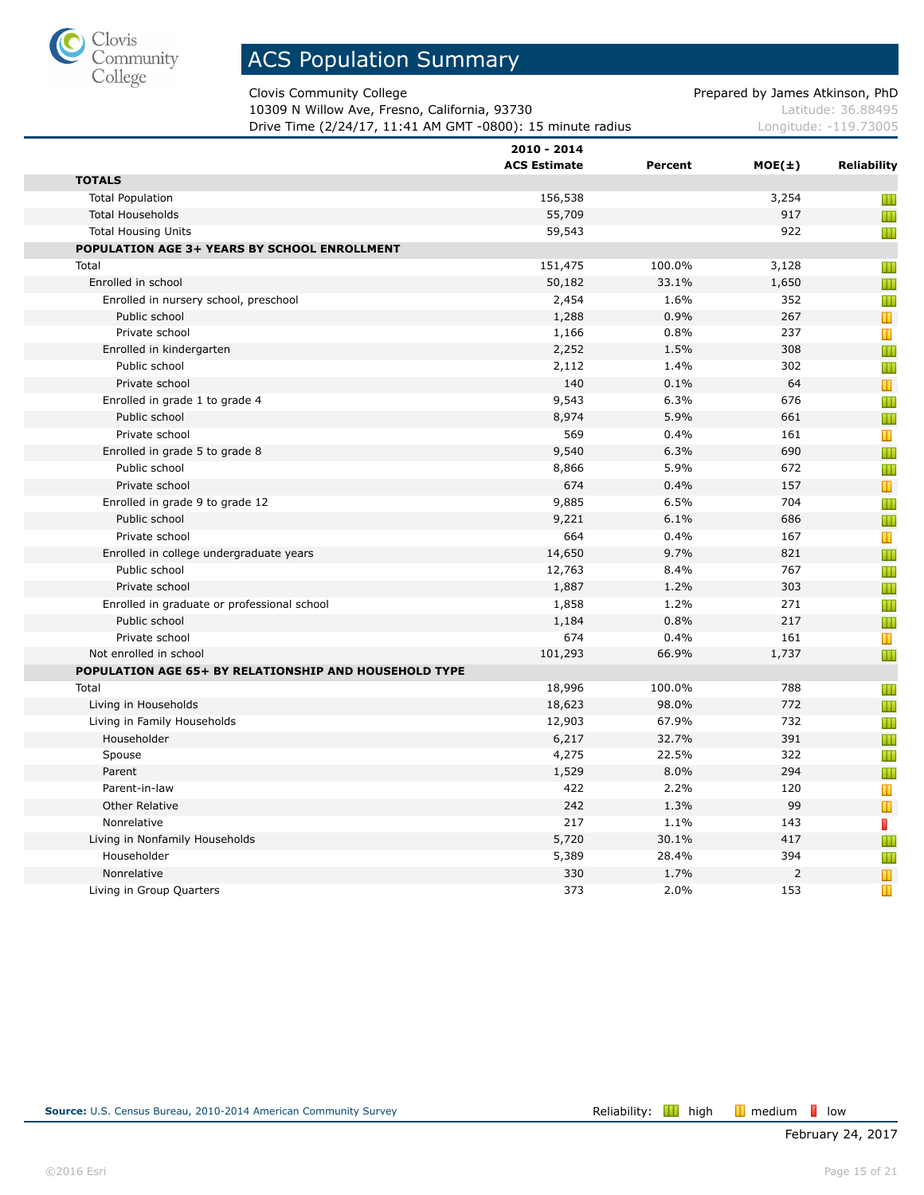# ACS Population Summary

Clovis Community College
10309 N Willow Ave, Fresno, California, 93730
Drive Time (2/24/17, 11:41 AM GMT -0800): 15 minute radius

Prepared by James Atkinson, PhD
Latitude: 36.88495
Longitude: -119.73005

| | 2010 - 2014 ACS Estimate | Percent | MOE(±) | Reliability |
|---|---|---|---|---|
| **TOTALS** | | | | |
| Total Population | 156,538 | | 3,254 | high |
| Total Households | 55,709 | | 917 | high |
| Total Housing Units | 59,543 | | 922 | high |
| **POPULATION AGE 3+ YEARS BY SCHOOL ENROLLMENT** | | | | |
| Total | 151,475 | 100.0% | 3,128 | high |
| Enrolled in school | 50,182 | 33.1% | 1,650 | high |
| Enrolled in nursery school, preschool | 2,454 | 1.6% | 352 | high |
| Public school | 1,288 | 0.9% | 267 | medium |
| Private school | 1,166 | 0.8% | 237 | medium |
| Enrolled in kindergarten | 2,252 | 1.5% | 308 | high |
| Public school | 2,112 | 1.4% | 302 | high |
| Private school | 140 | 0.1% | 64 | medium |
| Enrolled in grade 1 to grade 4 | 9,543 | 6.3% | 676 | high |
| Public school | 8,974 | 5.9% | 661 | high |
| Private school | 569 | 0.4% | 161 | medium |
| Enrolled in grade 5 to grade 8 | 9,540 | 6.3% | 690 | high |
| Public school | 8,866 | 5.9% | 672 | high |
| Private school | 674 | 0.4% | 157 | medium |
| Enrolled in grade 9 to grade 12 | 9,885 | 6.5% | 704 | high |
| Public school | 9,221 | 6.1% | 686 | high |
| Private school | 664 | 0.4% | 167 | medium |
| Enrolled in college undergraduate years | 14,650 | 9.7% | 821 | high |
| Public school | 12,763 | 8.4% | 767 | high |
| Private school | 1,887 | 1.2% | 303 | high |
| Enrolled in graduate or professional school | 1,858 | 1.2% | 271 | high |
| Public school | 1,184 | 0.8% | 217 | high |
| Private school | 674 | 0.4% | 161 | medium |
| Not enrolled in school | 101,293 | 66.9% | 1,737 | high |
| **POPULATION AGE 65+ BY RELATIONSHIP AND HOUSEHOLD TYPE** | | | | |
| Total | 18,996 | 100.0% | 788 | high |
| Living in Households | 18,623 | 98.0% | 772 | high |
| Living in Family Households | 12,903 | 67.9% | 732 | high |
| Householder | 6,217 | 32.7% | 391 | high |
| Spouse | 4,275 | 22.5% | 322 | high |
| Parent | 1,529 | 8.0% | 294 | high |
| Parent-in-law | 422 | 2.2% | 120 | medium |
| Other Relative | 242 | 1.3% | 99 | medium |
| Nonrelative | 217 | 1.1% | 143 | low |
| Living in Nonfamily Households | 5,720 | 30.1% | 417 | high |
| Householder | 5,389 | 28.4% | 394 | high |
| Nonrelative | 330 | 1.7% | 2 | medium |
| Living in Group Quarters | 373 | 2.0% | 153 | medium |

**Source:** U.S. Census Bureau, 2010-2014 American Community Survey

Reliability: high, medium, low

February 24, 2017

©2016 Esri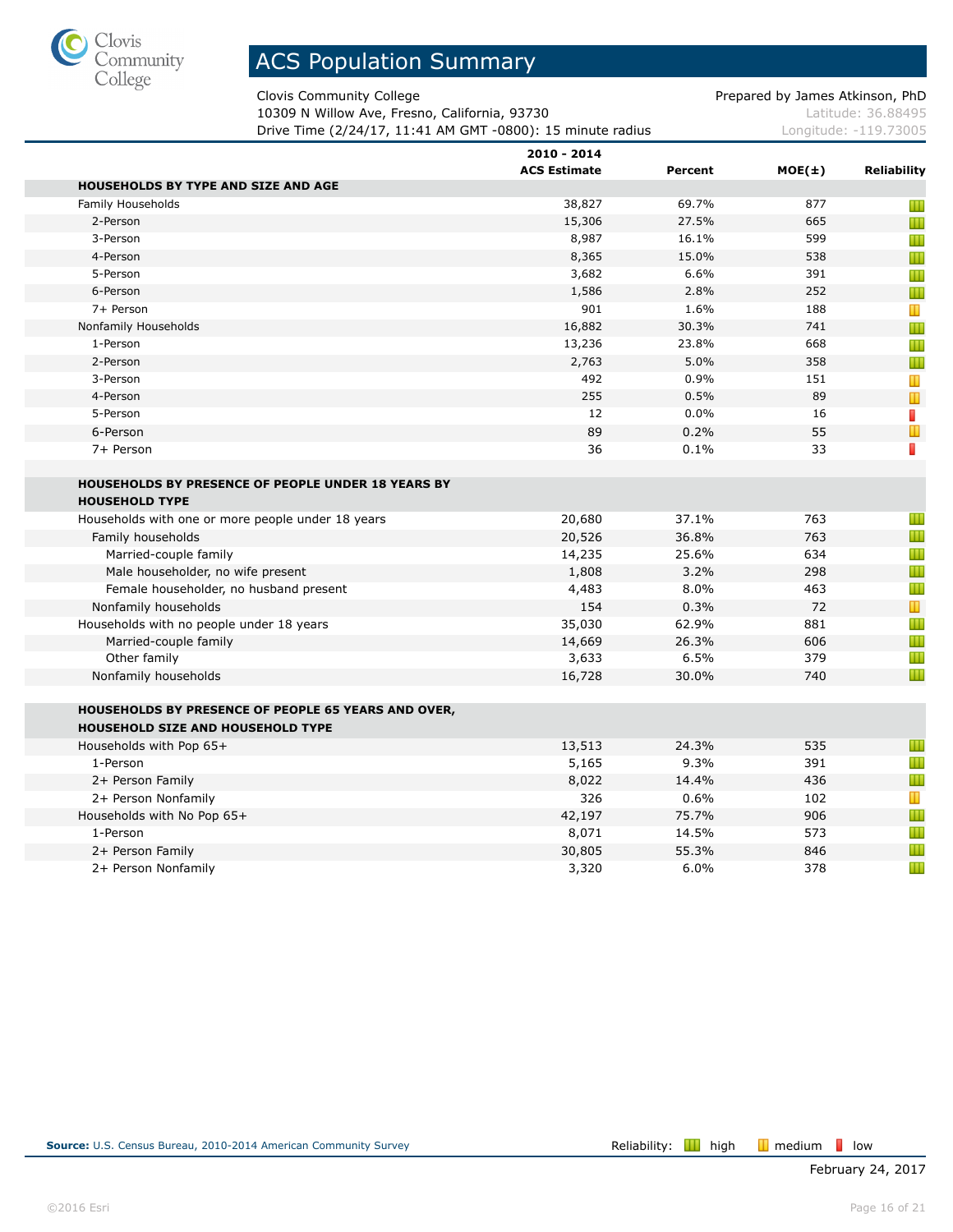Clovis Community College

# ACS Population Summary

Clovis Community College
10309 N Willow Ave, Fresno, California, 93730
Drive Time (2/24/17, 11:41 AM GMT -0800): 15 minute radius

Prepared by James Atkinson, PhD
Latitude: 36.88495
Longitude: -119.73005

| | 2010 - 2014 ACS Estimate | Percent | MOE(±) | Reliability |
|---|---|---|---|---|
| **HOUSEHOLDS BY TYPE AND SIZE AND AGE** | | | | |
| Family Households | 38,827 | 69.7% | 877 | high |
| 2-Person | 15,306 | 27.5% | 665 | high |
| 3-Person | 8,987 | 16.1% | 599 | high |
| 4-Person | 8,365 | 15.0% | 538 | high |
| 5-Person | 3,682 | 6.6% | 391 | high |
| 6-Person | 1,586 | 2.8% | 252 | high |
| 7+ Person | 901 | 1.6% | 188 | medium |
| Nonfamily Households | 16,882 | 30.3% | 741 | high |
| 1-Person | 13,236 | 23.8% | 668 | high |
| 2-Person | 2,763 | 5.0% | 358 | high |
| 3-Person | 492 | 0.9% | 151 | medium |
| 4-Person | 255 | 0.5% | 89 | medium |
| 5-Person | 12 | 0.0% | 16 | low |
| 6-Person | 89 | 0.2% | 55 | medium |
| 7+ Person | 36 | 0.1% | 33 | low |
| **HOUSEHOLDS BY PRESENCE OF PEOPLE UNDER 18 YEARS BY HOUSEHOLD TYPE** | | | | |
| Households with one or more people under 18 years | 20,680 | 37.1% | 763 | high |
| Family households | 20,526 | 36.8% | 763 | high |
| Married-couple family | 14,235 | 25.6% | 634 | high |
| Male householder, no wife present | 1,808 | 3.2% | 298 | high |
| Female householder, no husband present | 4,483 | 8.0% | 463 | high |
| Nonfamily households | 154 | 0.3% | 72 | medium |
| Households with no people under 18 years | 35,030 | 62.9% | 881 | high |
| Married-couple family | 14,669 | 26.3% | 606 | high |
| Other family | 3,633 | 6.5% | 379 | high |
| Nonfamily households | 16,728 | 30.0% | 740 | high |
| **HOUSEHOLDS BY PRESENCE OF PEOPLE 65 YEARS AND OVER, HOUSEHOLD SIZE AND HOUSEHOLD TYPE** | | | | |
| Households with Pop 65+ | 13,513 | 24.3% | 535 | high |
| 1-Person | 5,165 | 9.3% | 391 | high |
| 2+ Person Family | 8,022 | 14.4% | 436 | high |
| 2+ Person Nonfamily | 326 | 0.6% | 102 | medium |
| Households with No Pop 65+ | 42,197 | 75.7% | 906 | high |
| 1-Person | 8,071 | 14.5% | 573 | high |
| 2+ Person Family | 30,805 | 55.3% | 846 | high |
| 2+ Person Nonfamily | 3,320 | 6.0% | 378 | high |

**Source:** U.S. Census Bureau, 2010-2014 American Community Survey

Reliability: high medium low

February 24, 2017

©2016 Esri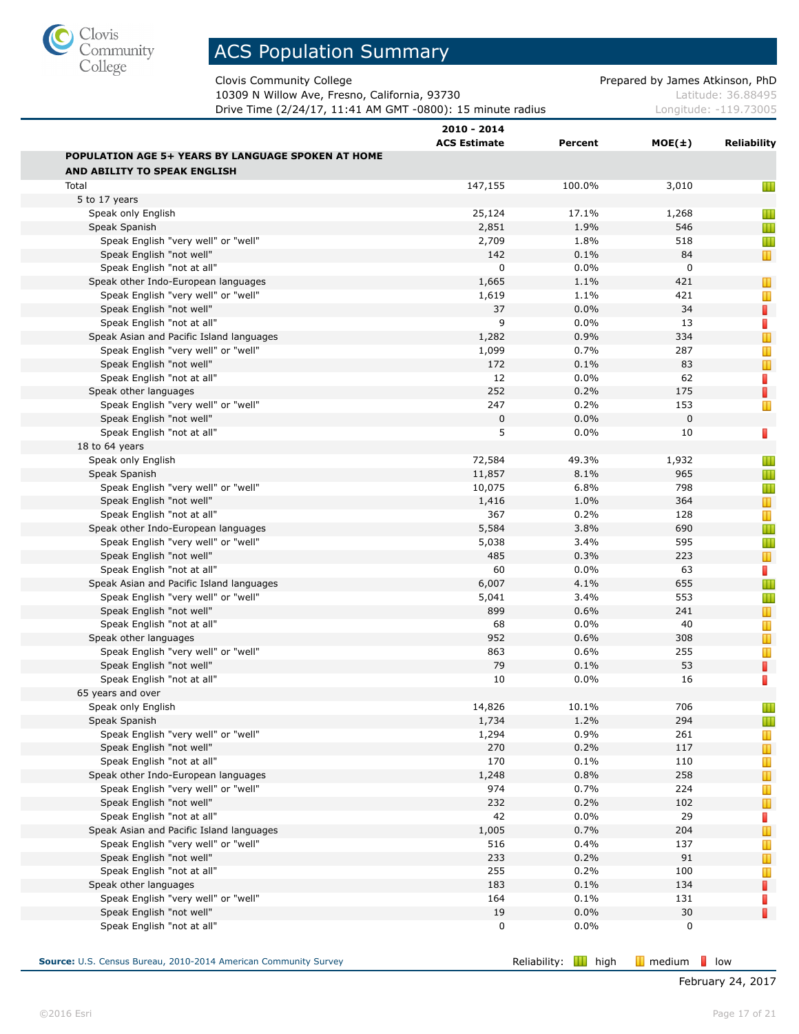# ACS Population Summary

Clovis Community College
10309 N Willow Ave, Fresno, California, 93730
Drive Time (2/24/17, 11:41 AM GMT -0800): 15 minute radius

Prepared by James Atkinson, PhD
Latitude: 36.88495
Longitude: -119.73005

| | 2010 - 2014 ACS Estimate | Percent | MOE(±) | Reliability |
|---|---|---|---|---|
| **POPULATION AGE 5+ YEARS BY LANGUAGE SPOKEN AT HOME AND ABILITY TO SPEAK ENGLISH** | | | | |
| Total | 147,155 | 100.0% | 3,010 | high |
| 5 to 17 years | | | | |
| Speak only English | 25,124 | 17.1% | 1,268 | high |
| Speak Spanish | 2,851 | 1.9% | 546 | high |
| Speak English "very well" or "well" | 2,709 | 1.8% | 518 | high |
| Speak English "not well" | 142 | 0.1% | 84 | medium |
| Speak English "not at all" | 0 | 0.0% | 0 | |
| Speak other Indo-European languages | 1,665 | 1.1% | 421 | medium |
| Speak English "very well" or "well" | 1,619 | 1.1% | 421 | medium |
| Speak English "not well" | 37 | 0.0% | 34 | low |
| Speak English "not at all" | 9 | 0.0% | 13 | low |
| Speak Asian and Pacific Island languages | 1,282 | 0.9% | 334 | medium |
| Speak English "very well" or "well" | 1,099 | 0.7% | 287 | medium |
| Speak English "not well" | 172 | 0.1% | 83 | medium |
| Speak English "not at all" | 12 | 0.0% | 62 | low |
| Speak other languages | 252 | 0.2% | 175 | low |
| Speak English "very well" or "well" | 247 | 0.2% | 153 | medium |
| Speak English "not well" | 0 | 0.0% | 0 | |
| Speak English "not at all" | 5 | 0.0% | 10 | low |
| 18 to 64 years | | | | |
| Speak only English | 72,584 | 49.3% | 1,932 | high |
| Speak Spanish | 11,857 | 8.1% | 965 | high |
| Speak English "very well" or "well" | 10,075 | 6.8% | 798 | high |
| Speak English "not well" | 1,416 | 1.0% | 364 | medium |
| Speak English "not at all" | 367 | 0.2% | 128 | medium |
| Speak other Indo-European languages | 5,584 | 3.8% | 690 | high |
| Speak English "very well" or "well" | 5,038 | 3.4% | 595 | high |
| Speak English "not well" | 485 | 0.3% | 223 | medium |
| Speak English "not at all" | 60 | 0.0% | 63 | low |
| Speak Asian and Pacific Island languages | 6,007 | 4.1% | 655 | high |
| Speak English "very well" or "well" | 5,041 | 3.4% | 553 | high |
| Speak English "not well" | 899 | 0.6% | 241 | medium |
| Speak English "not at all" | 68 | 0.0% | 40 | medium |
| Speak other languages | 952 | 0.6% | 308 | medium |
| Speak English "very well" or "well" | 863 | 0.6% | 255 | medium |
| Speak English "not well" | 79 | 0.1% | 53 | low |
| Speak English "not at all" | 10 | 0.0% | 16 | low |
| 65 years and over | | | | |
| Speak only English | 14,826 | 10.1% | 706 | high |
| Speak Spanish | 1,734 | 1.2% | 294 | high |
| Speak English "very well" or "well" | 1,294 | 0.9% | 261 | medium |
| Speak English "not well" | 270 | 0.2% | 117 | medium |
| Speak English "not at all" | 170 | 0.1% | 110 | medium |
| Speak other Indo-European languages | 1,248 | 0.8% | 258 | medium |
| Speak English "very well" or "well" | 974 | 0.7% | 224 | medium |
| Speak English "not well" | 232 | 0.2% | 102 | medium |
| Speak English "not at all" | 42 | 0.0% | 29 | low |
| Speak Asian and Pacific Island languages | 1,005 | 0.7% | 204 | medium |
| Speak English "very well" or "well" | 516 | 0.4% | 137 | medium |
| Speak English "not well" | 233 | 0.2% | 91 | medium |
| Speak English "not at all" | 255 | 0.2% | 100 | medium |
| Speak other languages | 183 | 0.1% | 134 | low |
| Speak English "very well" or "well" | 164 | 0.1% | 131 | low |
| Speak English "not well" | 19 | 0.0% | 30 | low |
| Speak English "not at all" | 0 | 0.0% | 0 | |

**Source:** U.S. Census Bureau, 2010-2014 American Community Survey

Reliability: high, medium, low

February 24, 2017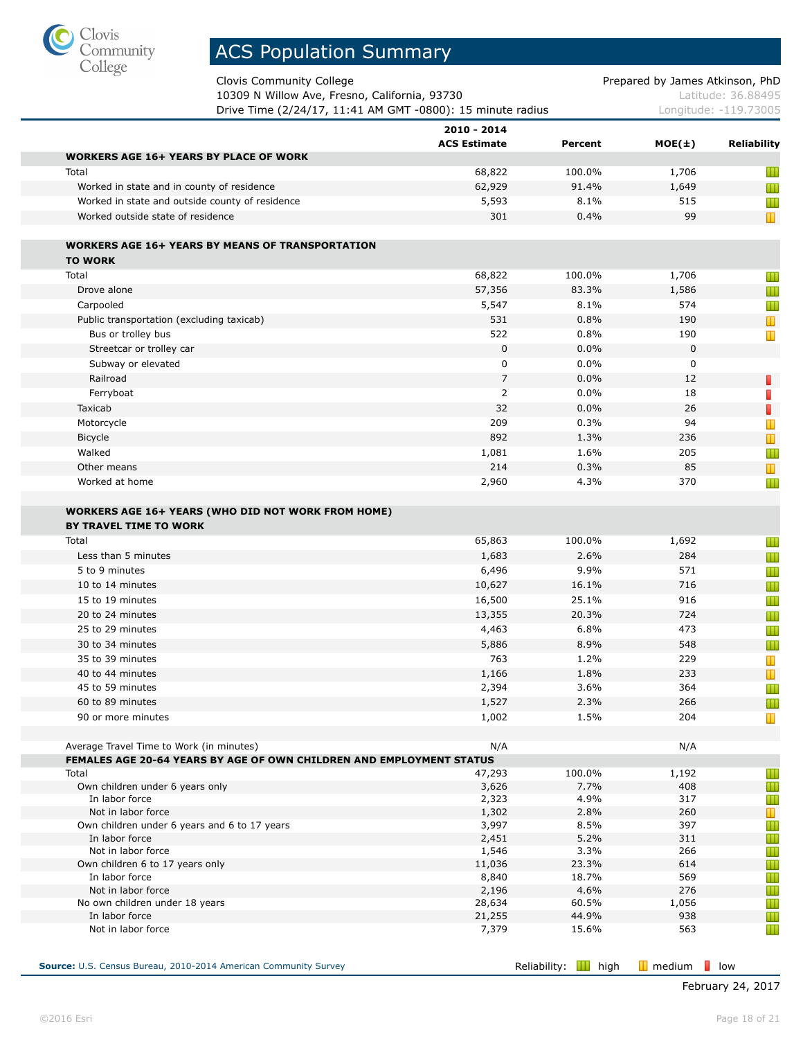# ACS Population Summary

Clovis Community College
10309 N Willow Ave, Fresno, California, 93730
Drive Time (2/24/17, 11:41 AM GMT -0800): 15 minute radius

Prepared by James Atkinson, PhD
Latitude: 36.88495
Longitude: -119.73005

| | 2010 - 2014 ACS Estimate | Percent | MOE(±) | Reliability |
|---|---|---|---|---|
| **WORKERS AGE 16+ YEARS BY PLACE OF WORK** | | | | |
| Total | 68,822 | 100.0% | 1,706 | high |
| Worked in state and in county of residence | 62,929 | 91.4% | 1,649 | high |
| Worked in state and outside county of residence | 5,593 | 8.1% | 515 | high |
| Worked outside state of residence | 301 | 0.4% | 99 | medium |
| **WORKERS AGE 16+ YEARS BY MEANS OF TRANSPORTATION TO WORK** | | | | |
| Total | 68,822 | 100.0% | 1,706 | high |
| Drove alone | 57,356 | 83.3% | 1,586 | high |
| Carpooled | 5,547 | 8.1% | 574 | high |
| Public transportation (excluding taxicab) | 531 | 0.8% | 190 | medium |
| Bus or trolley bus | 522 | 0.8% | 190 | medium |
| Streetcar or trolley car | 0 | 0.0% | 0 | |
| Subway or elevated | 0 | 0.0% | 0 | |
| Railroad | 7 | 0.0% | 12 | low |
| Ferryboat | 2 | 0.0% | 18 | low |
| Taxicab | 32 | 0.0% | 26 | low |
| Motorcycle | 209 | 0.3% | 94 | medium |
| Bicycle | 892 | 1.3% | 236 | medium |
| Walked | 1,081 | 1.6% | 205 | high |
| Other means | 214 | 0.3% | 85 | medium |
| Worked at home | 2,960 | 4.3% | 370 | high |
| **WORKERS AGE 16+ YEARS (WHO DID NOT WORK FROM HOME) BY TRAVEL TIME TO WORK** | | | | |
| Total | 65,863 | 100.0% | 1,692 | high |
| Less than 5 minutes | 1,683 | 2.6% | 284 | high |
| 5 to 9 minutes | 6,496 | 9.9% | 571 | high |
| 10 to 14 minutes | 10,627 | 16.1% | 716 | high |
| 15 to 19 minutes | 16,500 | 25.1% | 916 | high |
| 20 to 24 minutes | 13,355 | 20.3% | 724 | high |
| 25 to 29 minutes | 4,463 | 6.8% | 473 | high |
| 30 to 34 minutes | 5,886 | 8.9% | 548 | high |
| 35 to 39 minutes | 763 | 1.2% | 229 | medium |
| 40 to 44 minutes | 1,166 | 1.8% | 233 | medium |
| 45 to 59 minutes | 2,394 | 3.6% | 364 | high |
| 60 to 89 minutes | 1,527 | 2.3% | 266 | high |
| 90 or more minutes | 1,002 | 1.5% | 204 | medium |
| Average Travel Time to Work (in minutes) | N/A | | N/A | |
| **FEMALES AGE 20-64 YEARS BY AGE OF OWN CHILDREN AND EMPLOYMENT STATUS** | | | | |
| Total | 47,293 | 100.0% | 1,192 | high |
| Own children under 6 years only | 3,626 | 7.7% | 408 | high |
| In labor force | 2,323 | 4.9% | 317 | high |
| Not in labor force | 1,302 | 2.8% | 260 | medium |
| Own children under 6 years and 6 to 17 years | 3,997 | 8.5% | 397 | high |
| In labor force | 2,451 | 5.2% | 311 | high |
| Not in labor force | 1,546 | 3.3% | 266 | high |
| Own children 6 to 17 years only | 11,036 | 23.3% | 614 | high |
| In labor force | 8,840 | 18.7% | 569 | high |
| Not in labor force | 2,196 | 4.6% | 276 | high |
| No own children under 18 years | 28,634 | 60.5% | 1,056 | high |
| In labor force | 21,255 | 44.9% | 938 | high |
| Not in labor force | 7,379 | 15.6% | 563 | high |

**Source:** U.S. Census Bureau, 2010-2014 American Community Survey

Reliability: high | medium | low

February 24, 2017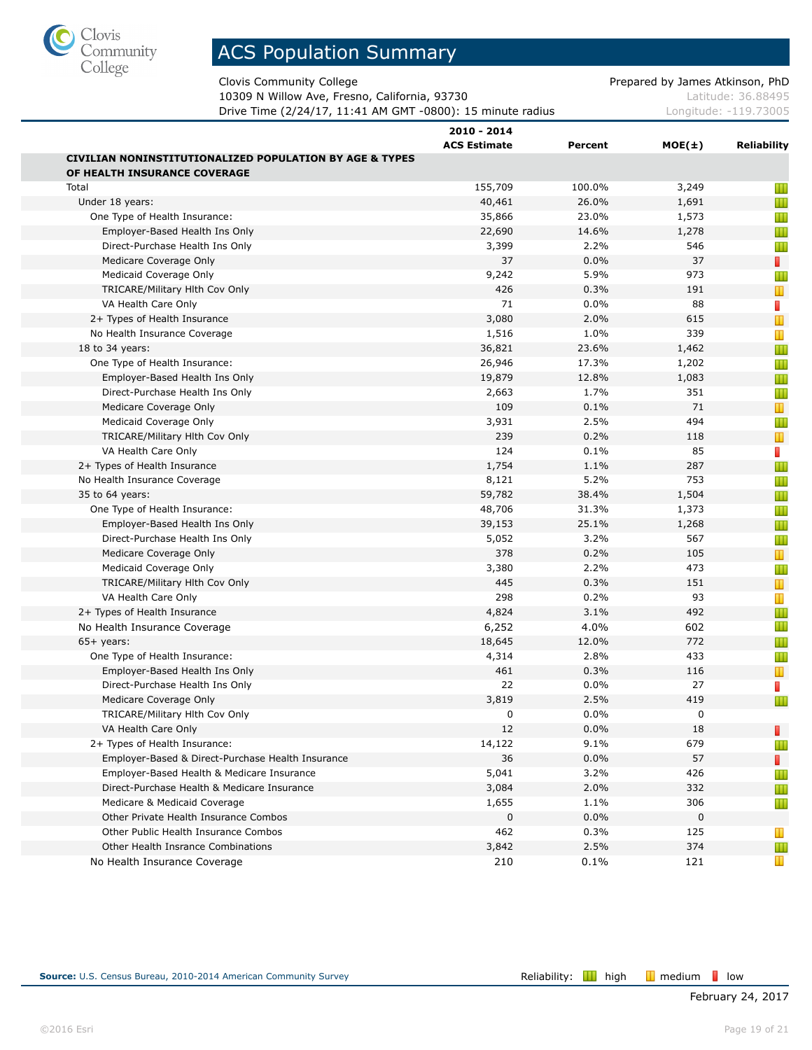Clovis Community College

# ACS Population Summary

Clovis Community College  
10309 N Willow Ave, Fresno, California, 93730  
Drive Time (2/24/17, 11:41 AM GMT -0800): 15 minute radius

Prepared by James Atkinson, PhD  
Latitude: 36.88495  
Longitude: -119.73005

| | 2010 - 2014 ACS Estimate | Percent | MOE(±) | Reliability |
|---|---|---|---|---|
| **CIVILIAN NONINSTITUTIONALIZED POPULATION BY AGE & TYPES OF HEALTH INSURANCE COVERAGE** | | | | |
| Total | 155,709 | 100.0% | 3,249 | high |
| Under 18 years: | 40,461 | 26.0% | 1,691 | high |
| One Type of Health Insurance: | 35,866 | 23.0% | 1,573 | high |
| Employer-Based Health Ins Only | 22,690 | 14.6% | 1,278 | high |
| Direct-Purchase Health Ins Only | 3,399 | 2.2% | 546 | high |
| Medicare Coverage Only | 37 | 0.0% | 37 | low |
| Medicaid Coverage Only | 9,242 | 5.9% | 973 | high |
| TRICARE/Military Hlth Cov Only | 426 | 0.3% | 191 | medium |
| VA Health Care Only | 71 | 0.0% | 88 | low |
| 2+ Types of Health Insurance | 3,080 | 2.0% | 615 | medium |
| No Health Insurance Coverage | 1,516 | 1.0% | 339 | medium |
| 18 to 34 years: | 36,821 | 23.6% | 1,462 | high |
| One Type of Health Insurance: | 26,946 | 17.3% | 1,202 | high |
| Employer-Based Health Ins Only | 19,879 | 12.8% | 1,083 | high |
| Direct-Purchase Health Ins Only | 2,663 | 1.7% | 351 | high |
| Medicare Coverage Only | 109 | 0.1% | 71 | medium |
| Medicaid Coverage Only | 3,931 | 2.5% | 494 | high |
| TRICARE/Military Hlth Cov Only | 239 | 0.2% | 118 | medium |
| VA Health Care Only | 124 | 0.1% | 85 | low |
| 2+ Types of Health Insurance | 1,754 | 1.1% | 287 | high |
| No Health Insurance Coverage | 8,121 | 5.2% | 753 | high |
| 35 to 64 years: | 59,782 | 38.4% | 1,504 | high |
| One Type of Health Insurance: | 48,706 | 31.3% | 1,373 | high |
| Employer-Based Health Ins Only | 39,153 | 25.1% | 1,268 | high |
| Direct-Purchase Health Ins Only | 5,052 | 3.2% | 567 | high |
| Medicare Coverage Only | 378 | 0.2% | 105 | medium |
| Medicaid Coverage Only | 3,380 | 2.2% | 473 | high |
| TRICARE/Military Hlth Cov Only | 445 | 0.3% | 151 | medium |
| VA Health Care Only | 298 | 0.2% | 93 | medium |
| 2+ Types of Health Insurance | 4,824 | 3.1% | 492 | high |
| No Health Insurance Coverage | 6,252 | 4.0% | 602 | high |
| 65+ years: | 18,645 | 12.0% | 772 | high |
| One Type of Health Insurance: | 4,314 | 2.8% | 433 | high |
| Employer-Based Health Ins Only | 461 | 0.3% | 116 | medium |
| Direct-Purchase Health Ins Only | 22 | 0.0% | 27 | low |
| Medicare Coverage Only | 3,819 | 2.5% | 419 | high |
| TRICARE/Military Hlth Cov Only | 0 | 0.0% | 0 | |
| VA Health Care Only | 12 | 0.0% | 18 | low |
| 2+ Types of Health Insurance: | 14,122 | 9.1% | 679 | high |
| Employer-Based & Direct-Purchase Health Insurance | 36 | 0.0% | 57 | low |
| Employer-Based Health & Medicare Insurance | 5,041 | 3.2% | 426 | high |
| Direct-Purchase Health & Medicare Insurance | 3,084 | 2.0% | 332 | high |
| Medicare & Medicaid Coverage | 1,655 | 1.1% | 306 | high |
| Other Private Health Insurance Combos | 0 | 0.0% | 0 | |
| Other Public Health Insurance Combos | 462 | 0.3% | 125 | medium |
| Other Health Insrance Combinations | 3,842 | 2.5% | 374 | high |
| No Health Insurance Coverage | 210 | 0.1% | 121 | medium |

**Source:** U.S. Census Bureau, 2010-2014 American Community Survey

Reliability: high, medium, low

February 24, 2017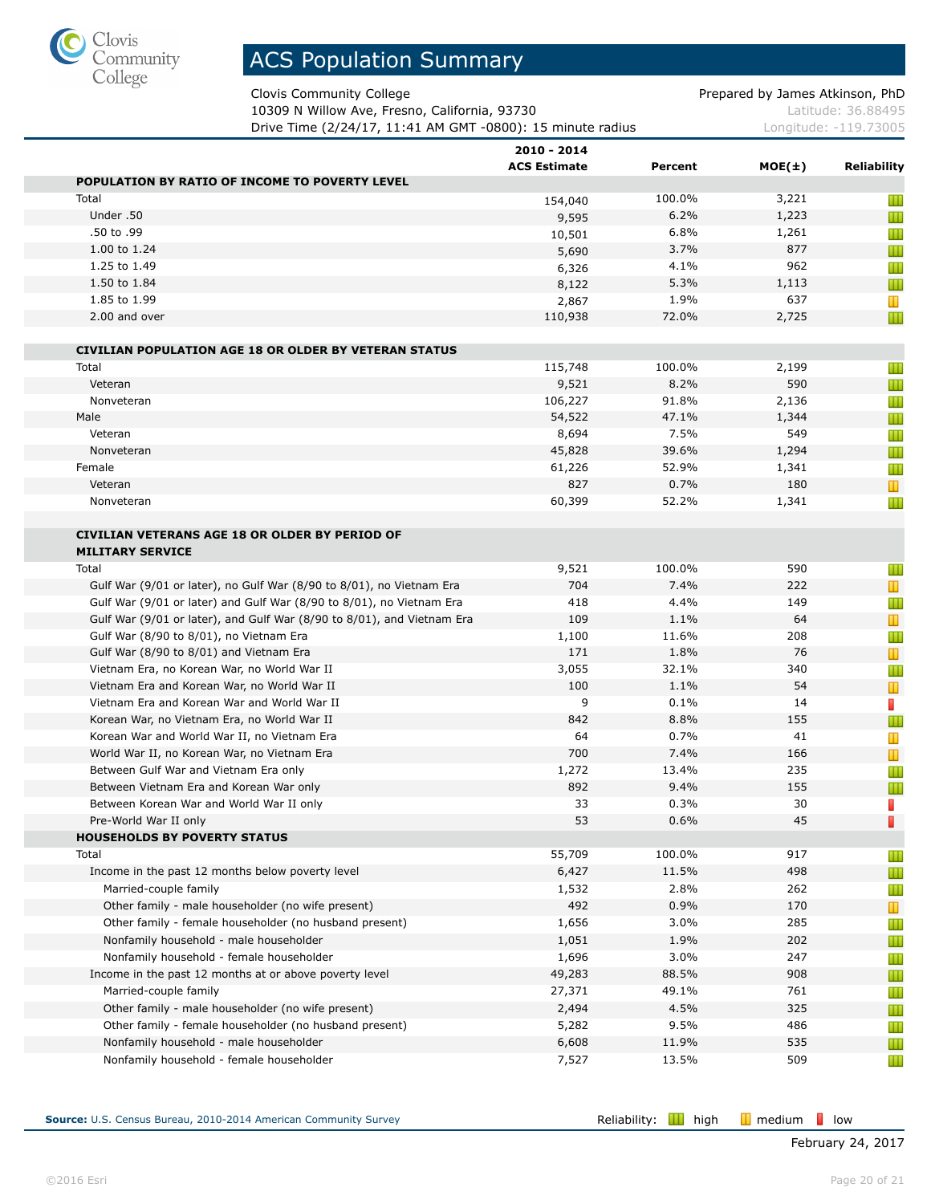# ACS Population Summary

Clovis Community College
10309 N Willow Ave, Fresno, California, 93730
Drive Time (2/24/17, 11:41 AM GMT -0800): 15 minute radius

Prepared by James Atkinson, PhD
Latitude: 36.88495
Longitude: -119.73005

| | 2010 - 2014 ACS Estimate | Percent | MOE(±) | Reliability |
|---|---|---|---|---|
| **POPULATION BY RATIO OF INCOME TO POVERTY LEVEL** | | | | |
| Total | 154,040 | 100.0% | 3,221 | high |
| Under .50 | 9,595 | 6.2% | 1,223 | high |
| .50 to .99 | 10,501 | 6.8% | 1,261 | high |
| 1.00 to 1.24 | 5,690 | 3.7% | 877 | high |
| 1.25 to 1.49 | 6,326 | 4.1% | 962 | high |
| 1.50 to 1.84 | 8,122 | 5.3% | 1,113 | high |
| 1.85 to 1.99 | 2,867 | 1.9% | 637 | medium |
| 2.00 and over | 110,938 | 72.0% | 2,725 | high |
| **CIVILIAN POPULATION AGE 18 OR OLDER BY VETERAN STATUS** | | | | |
| Total | 115,748 | 100.0% | 2,199 | high |
| Veteran | 9,521 | 8.2% | 590 | high |
| Nonveteran | 106,227 | 91.8% | 2,136 | high |
| Male | 54,522 | 47.1% | 1,344 | high |
| Veteran | 8,694 | 7.5% | 549 | high |
| Nonveteran | 45,828 | 39.6% | 1,294 | high |
| Female | 61,226 | 52.9% | 1,341 | high |
| Veteran | 827 | 0.7% | 180 | medium |
| Nonveteran | 60,399 | 52.2% | 1,341 | high |
| **CIVILIAN VETERANS AGE 18 OR OLDER BY PERIOD OF MILITARY SERVICE** | | | | |
| Total | 9,521 | 100.0% | 590 | high |
| Gulf War (9/01 or later), no Gulf War (8/90 to 8/01), no Vietnam Era | 704 | 7.4% | 222 | medium |
| Gulf War (9/01 or later) and Gulf War (8/90 to 8/01), no Vietnam Era | 418 | 4.4% | 149 | high |
| Gulf War (9/01 or later), and Gulf War (8/90 to 8/01), and Vietnam Era | 109 | 1.1% | 64 | medium |
| Gulf War (8/90 to 8/01), no Vietnam Era | 1,100 | 11.6% | 208 | high |
| Gulf War (8/90 to 8/01) and Vietnam Era | 171 | 1.8% | 76 | medium |
| Vietnam Era, no Korean War, no World War II | 3,055 | 32.1% | 340 | high |
| Vietnam Era and Korean War, no World War II | 100 | 1.1% | 54 | medium |
| Vietnam Era and Korean War and World War II | 9 | 0.1% | 14 | low |
| Korean War, no Vietnam Era, no World War II | 842 | 8.8% | 155 | high |
| Korean War and World War II, no Vietnam Era | 64 | 0.7% | 41 | medium |
| World War II, no Korean War, no Vietnam Era | 700 | 7.4% | 166 | medium |
| Between Gulf War and Vietnam Era only | 1,272 | 13.4% | 235 | high |
| Between Vietnam Era and Korean War only | 892 | 9.4% | 155 | high |
| Between Korean War and World War II only | 33 | 0.3% | 30 | low |
| Pre-World War II only | 53 | 0.6% | 45 | low |
| **HOUSEHOLDS BY POVERTY STATUS** | | | | |
| Total | 55,709 | 100.0% | 917 | high |
| Income in the past 12 months below poverty level | 6,427 | 11.5% | 498 | high |
| Married-couple family | 1,532 | 2.8% | 262 | high |
| Other family - male householder (no wife present) | 492 | 0.9% | 170 | medium |
| Other family - female householder (no husband present) | 1,656 | 3.0% | 285 | high |
| Nonfamily household - male householder | 1,051 | 1.9% | 202 | high |
| Nonfamily household - female householder | 1,696 | 3.0% | 247 | high |
| Income in the past 12 months at or above poverty level | 49,283 | 88.5% | 908 | high |
| Married-couple family | 27,371 | 49.1% | 761 | high |
| Other family - male householder (no wife present) | 2,494 | 4.5% | 325 | high |
| Other family - female householder (no husband present) | 5,282 | 9.5% | 486 | high |
| Nonfamily household - male householder | 6,608 | 11.9% | 535 | high |
| Nonfamily household - female householder | 7,527 | 13.5% | 509 | high |

**Source:** U.S. Census Bureau, 2010-2014 American Community Survey

Reliability: high, medium, low

February 24, 2017

©2016 Esri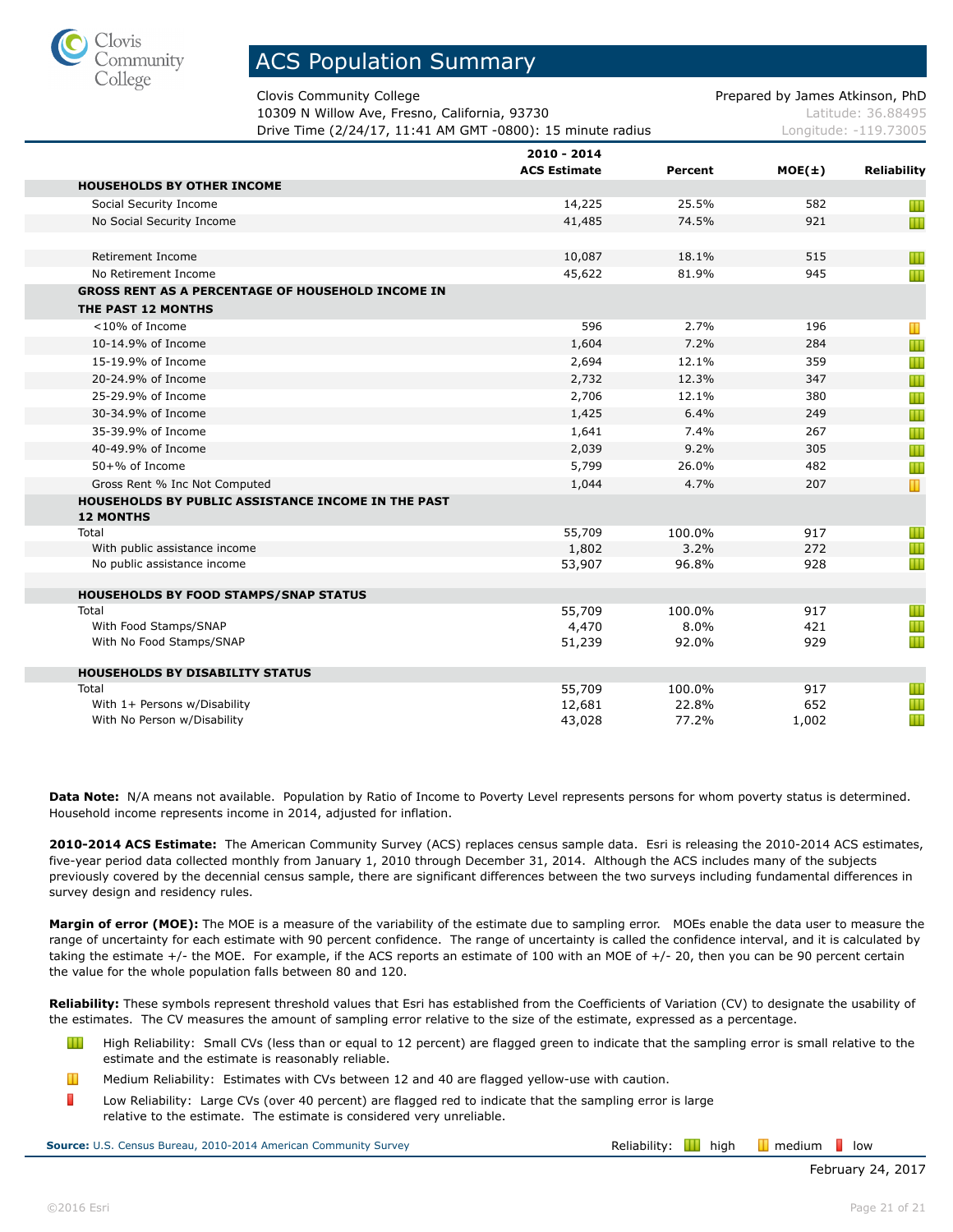# ACS Population Summary

Clovis Community College
10309 N Willow Ave, Fresno, California, 93730
Drive Time (2/24/17, 11:41 AM GMT -0800): 15 minute radius

Prepared by James Atkinson, PhD
Latitude: 36.88495
Longitude: -119.73005

| | 2010 - 2014 ACS Estimate | Percent | MOE(±) | Reliability |
|---|---|---|---|---|
| **HOUSEHOLDS BY OTHER INCOME** | | | | |
| Social Security Income | 14,225 | 25.5% | 582 | high |
| No Social Security Income | 41,485 | 74.5% | 921 | high |
| | | | | |
| Retirement Income | 10,087 | 18.1% | 515 | high |
| No Retirement Income | 45,622 | 81.9% | 945 | high |
| **GROSS RENT AS A PERCENTAGE OF HOUSEHOLD INCOME IN THE PAST 12 MONTHS** | | | | |
| <10% of Income | 596 | 2.7% | 196 | medium |
| 10-14.9% of Income | 1,604 | 7.2% | 284 | high |
| 15-19.9% of Income | 2,694 | 12.1% | 359 | high |
| 20-24.9% of Income | 2,732 | 12.3% | 347 | high |
| 25-29.9% of Income | 2,706 | 12.1% | 380 | high |
| 30-34.9% of Income | 1,425 | 6.4% | 249 | high |
| 35-39.9% of Income | 1,641 | 7.4% | 267 | high |
| 40-49.9% of Income | 2,039 | 9.2% | 305 | high |
| 50+% of Income | 5,799 | 26.0% | 482 | high |
| Gross Rent % Inc Not Computed | 1,044 | 4.7% | 207 | medium |
| **HOUSEHOLDS BY PUBLIC ASSISTANCE INCOME IN THE PAST 12 MONTHS** | | | | |
| Total | 55,709 | 100.0% | 917 | high |
| With public assistance income | 1,802 | 3.2% | 272 | high |
| No public assistance income | 53,907 | 96.8% | 928 | high |
| | | | | |
| **HOUSEHOLDS BY FOOD STAMPS/SNAP STATUS** | | | | |
| Total | 55,709 | 100.0% | 917 | high |
| With Food Stamps/SNAP | 4,470 | 8.0% | 421 | high |
| With No Food Stamps/SNAP | 51,239 | 92.0% | 929 | high |
| | | | | |
| **HOUSEHOLDS BY DISABILITY STATUS** | | | | |
| Total | 55,709 | 100.0% | 917 | high |
| With 1+ Persons w/Disability | 12,681 | 22.8% | 652 | high |
| With No Person w/Disability | 43,028 | 77.2% | 1,002 | high |

**Data Note:** N/A means not available. Population by Ratio of Income to Poverty Level represents persons for whom poverty status is determined. Household income represents income in 2014, adjusted for inflation.

**2010-2014 ACS Estimate:** The American Community Survey (ACS) replaces census sample data. Esri is releasing the 2010-2014 ACS estimates, five-year period data collected monthly from January 1, 2010 through December 31, 2014. Although the ACS includes many of the subjects previously covered by the decennial census sample, there are significant differences between the two surveys including fundamental differences in survey design and residency rules.

**Margin of error (MOE):** The MOE is a measure of the variability of the estimate due to sampling error. MOEs enable the data user to measure the range of uncertainty for each estimate with 90 percent confidence. The range of uncertainty is called the confidence interval, and it is calculated by taking the estimate +/- the MOE. For example, if the ACS reports an estimate of 100 with an MOE of +/- 20, then you can be 90 percent certain the value for the whole population falls between 80 and 120.

**Reliability:** These symbols represent threshold values that Esri has established from the Coefficients of Variation (CV) to designate the usability of the estimates. The CV measures the amount of sampling error relative to the size of the estimate, expressed as a percentage.

- High Reliability: Small CVs (less than or equal to 12 percent) are flagged green to indicate that the sampling error is small relative to the estimate and the estimate is reasonably reliable.
- Medium Reliability: Estimates with CVs between 12 and 40 are flagged yellow-use with caution.
- Low Reliability: Large CVs (over 40 percent) are flagged red to indicate that the sampling error is large relative to the estimate. The estimate is considered very unreliable.

**Source:** U.S. Census Bureau, 2010-2014 American Community Survey

Reliability: high medium low

February 24, 2017